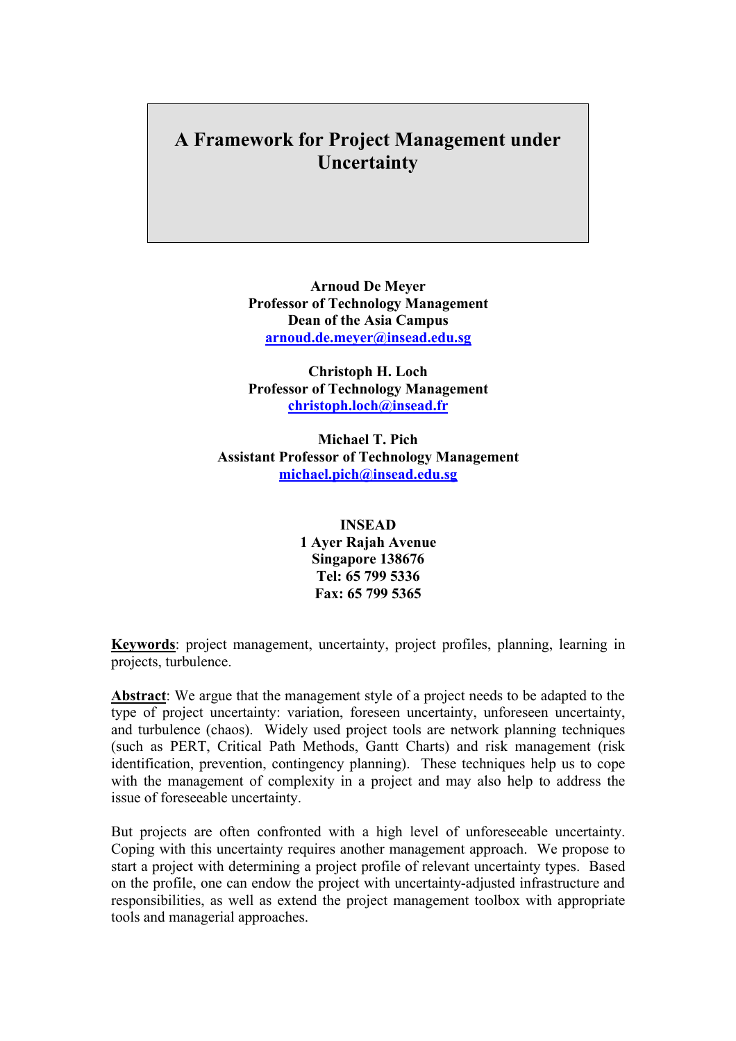# A Framework for Project Management under Uncertainty

**Arnoud De Meyer**
**Professor of Technology Management**
**Dean of the Asia Campus**
**arnoud.de.meyer@insead.edu.sg**

**Christoph H. Loch**
**Professor of Technology Management**
**christoph.loch@insead.fr**

**Michael T. Pich**
**Assistant Professor of Technology Management**
**michael.pich@insead.edu.sg**

**INSEAD**
**1 Ayer Rajah Avenue**
**Singapore 138676**
**Tel: 65 799 5336**
**Fax: 65 799 5365**

**Keywords**: project management, uncertainty, project profiles, planning, learning in projects, turbulence.

**Abstract**: We argue that the management style of a project needs to be adapted to the type of project uncertainty: variation, foreseen uncertainty, unforeseen uncertainty, and turbulence (chaos). Widely used project tools are network planning techniques (such as PERT, Critical Path Methods, Gantt Charts) and risk management (risk identification, prevention, contingency planning). These techniques help us to cope with the management of complexity in a project and may also help to address the issue of foreseeable uncertainty.

But projects are often confronted with a high level of unforeseeable uncertainty. Coping with this uncertainty requires another management approach. We propose to start a project with determining a project profile of relevant uncertainty types. Based on the profile, one can endow the project with uncertainty-adjusted infrastructure and responsibilities, as well as extend the project management toolbox with appropriate tools and managerial approaches.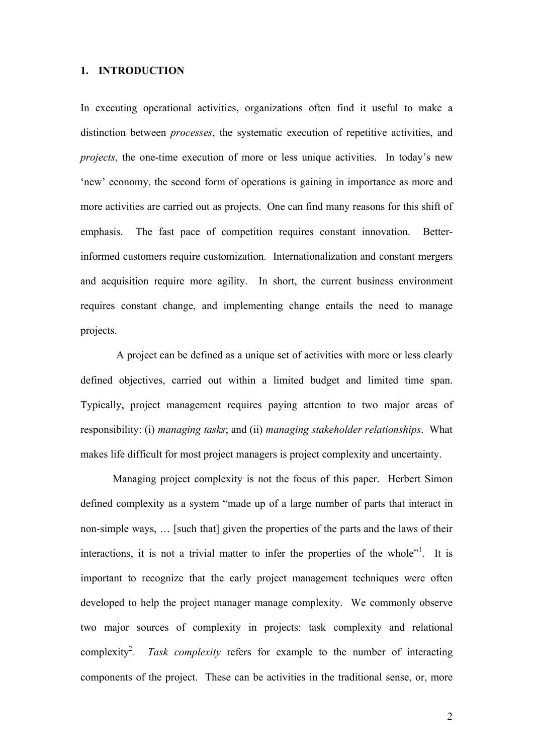## 1. INTRODUCTION

In executing operational activities, organizations often find it useful to make a distinction between *processes*, the systematic execution of repetitive activities, and *projects*, the one-time execution of more or less unique activities. In today's new 'new' economy, the second form of operations is gaining in importance as more and more activities are carried out as projects. One can find many reasons for this shift of emphasis. The fast pace of competition requires constant innovation. Better-informed customers require customization. Internationalization and constant mergers and acquisition require more agility. In short, the current business environment requires constant change, and implementing change entails the need to manage projects.

A project can be defined as a unique set of activities with more or less clearly defined objectives, carried out within a limited budget and limited time span. Typically, project management requires paying attention to two major areas of responsibility: (i) *managing tasks*; and (ii) *managing stakeholder relationships*. What makes life difficult for most project managers is project complexity and uncertainty.

Managing project complexity is not the focus of this paper. Herbert Simon defined complexity as a system "made up of a large number of parts that interact in non-simple ways, … [such that] given the properties of the parts and the laws of their interactions, it is not a trivial matter to infer the properties of the whole"[1]. It is important to recognize that the early project management techniques were often developed to help the project manager manage complexity. We commonly observe two major sources of complexity in projects: task complexity and relational complexity[2]. *Task complexity* refers for example to the number of interacting components of the project. These can be activities in the traditional sense, or, more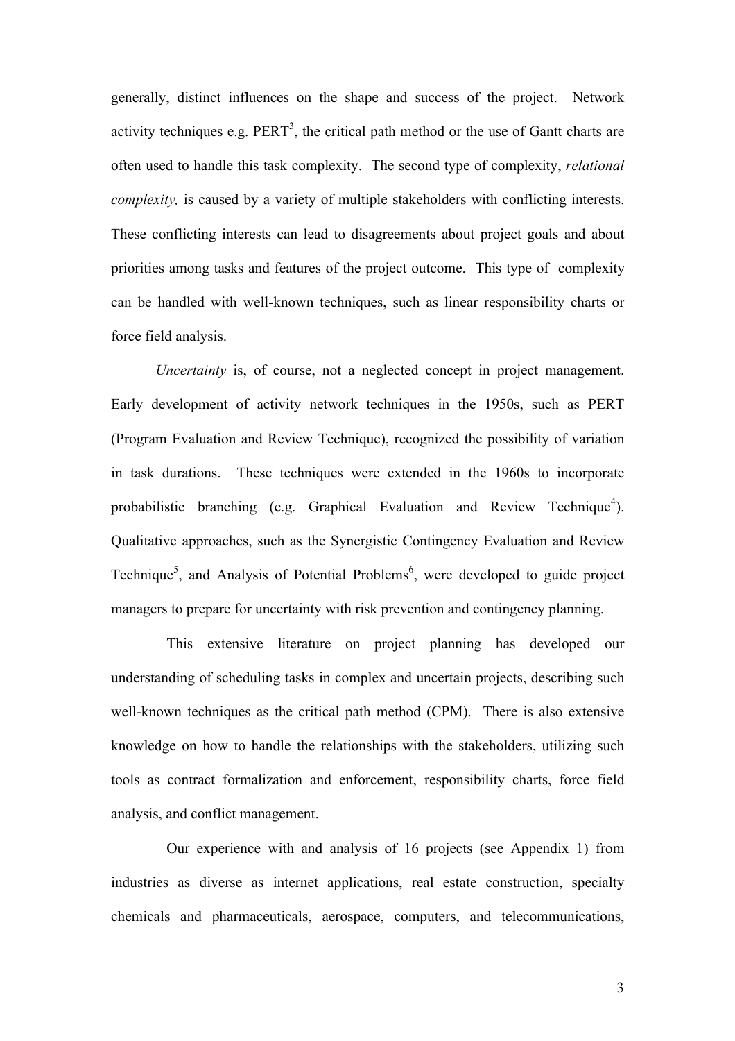generally, distinct influences on the shape and success of the project. Network activity techniques e.g. PERT[3], the critical path method or the use of Gantt charts are often used to handle this task complexity. The second type of complexity, *relational complexity,* is caused by a variety of multiple stakeholders with conflicting interests. These conflicting interests can lead to disagreements about project goals and about priorities among tasks and features of the project outcome. This type of complexity can be handled with well-known techniques, such as linear responsibility charts or force field analysis.

*Uncertainty* is, of course, not a neglected concept in project management. Early development of activity network techniques in the 1950s, such as PERT (Program Evaluation and Review Technique), recognized the possibility of variation in task durations. These techniques were extended in the 1960s to incorporate probabilistic branching (e.g. Graphical Evaluation and Review Technique[4]). Qualitative approaches, such as the Synergistic Contingency Evaluation and Review Technique[5], and Analysis of Potential Problems[6], were developed to guide project managers to prepare for uncertainty with risk prevention and contingency planning.

This extensive literature on project planning has developed our understanding of scheduling tasks in complex and uncertain projects, describing such well-known techniques as the critical path method (CPM). There is also extensive knowledge on how to handle the relationships with the stakeholders, utilizing such tools as contract formalization and enforcement, responsibility charts, force field analysis, and conflict management.

Our experience with and analysis of 16 projects (see Appendix 1) from industries as diverse as internet applications, real estate construction, specialty chemicals and pharmaceuticals, aerospace, computers, and telecommunications,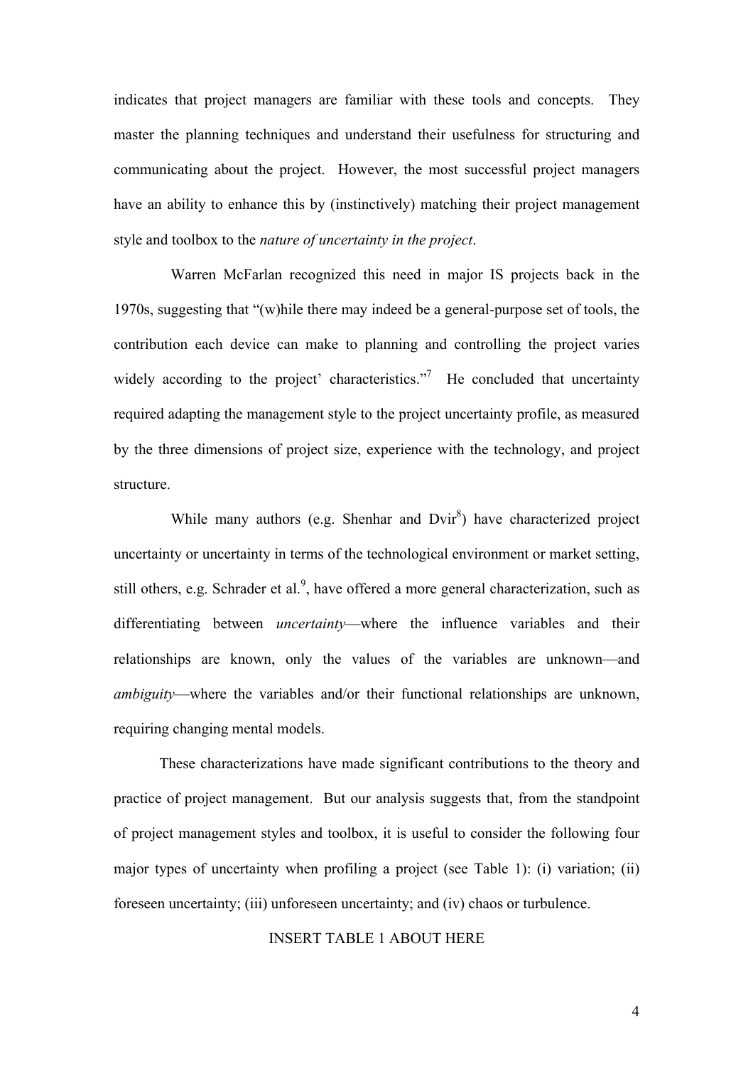indicates that project managers are familiar with these tools and concepts. They master the planning techniques and understand their usefulness for structuring and communicating about the project. However, the most successful project managers have an ability to enhance this by (instinctively) matching their project management style and toolbox to the *nature of uncertainty in the project*.

Warren McFarlan recognized this need in major IS projects back in the 1970s, suggesting that "(w)hile there may indeed be a general-purpose set of tools, the contribution each device can make to planning and controlling the project varies widely according to the project' characteristics."[7] He concluded that uncertainty required adapting the management style to the project uncertainty profile, as measured by the three dimensions of project size, experience with the technology, and project structure.

While many authors (e.g. Shenhar and Dvir[8]) have characterized project uncertainty or uncertainty in terms of the technological environment or market setting, still others, e.g. Schrader et al.[9], have offered a more general characterization, such as differentiating between *uncertainty*—where the influence variables and their relationships are known, only the values of the variables are unknown—and *ambiguity*—where the variables and/or their functional relationships are unknown, requiring changing mental models.

These characterizations have made significant contributions to the theory and practice of project management. But our analysis suggests that, from the standpoint of project management styles and toolbox, it is useful to consider the following four major types of uncertainty when profiling a project (see Table 1): (i) variation; (ii) foreseen uncertainty; (iii) unforeseen uncertainty; and (iv) chaos or turbulence.

INSERT TABLE 1 ABOUT HERE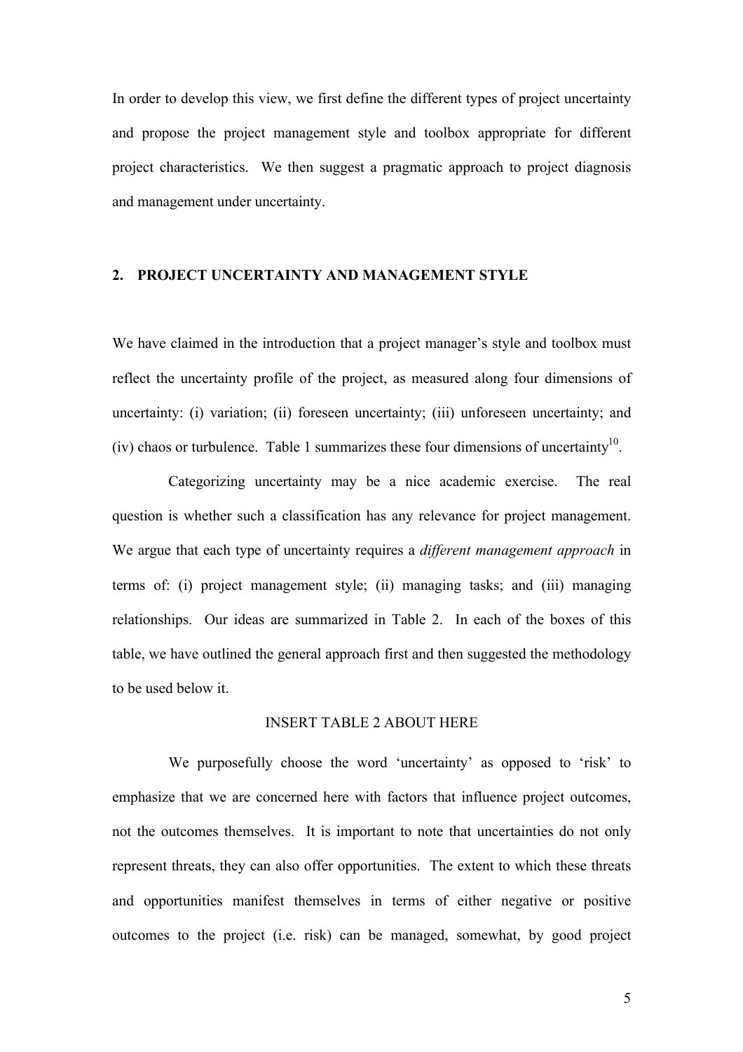In order to develop this view, we first define the different types of project uncertainty and propose the project management style and toolbox appropriate for different project characteristics. We then suggest a pragmatic approach to project diagnosis and management under uncertainty.

## 2. PROJECT UNCERTAINTY AND MANAGEMENT STYLE

We have claimed in the introduction that a project manager's style and toolbox must reflect the uncertainty profile of the project, as measured along four dimensions of uncertainty: (i) variation; (ii) foreseen uncertainty; (iii) unforeseen uncertainty; and (iv) chaos or turbulence. Table 1 summarizes these four dimensions of uncertainty[10].

Categorizing uncertainty may be a nice academic exercise. The real question is whether such a classification has any relevance for project management. We argue that each type of uncertainty requires a *different management approach* in terms of: (i) project management style; (ii) managing tasks; and (iii) managing relationships. Our ideas are summarized in Table 2. In each of the boxes of this table, we have outlined the general approach first and then suggested the methodology to be used below it.

INSERT TABLE 2 ABOUT HERE

We purposefully choose the word 'uncertainty' as opposed to 'risk' to emphasize that we are concerned here with factors that influence project outcomes, not the outcomes themselves. It is important to note that uncertainties do not only represent threats, they can also offer opportunities. The extent to which these threats and opportunities manifest themselves in terms of either negative or positive outcomes to the project (i.e. risk) can be managed, somewhat, by good project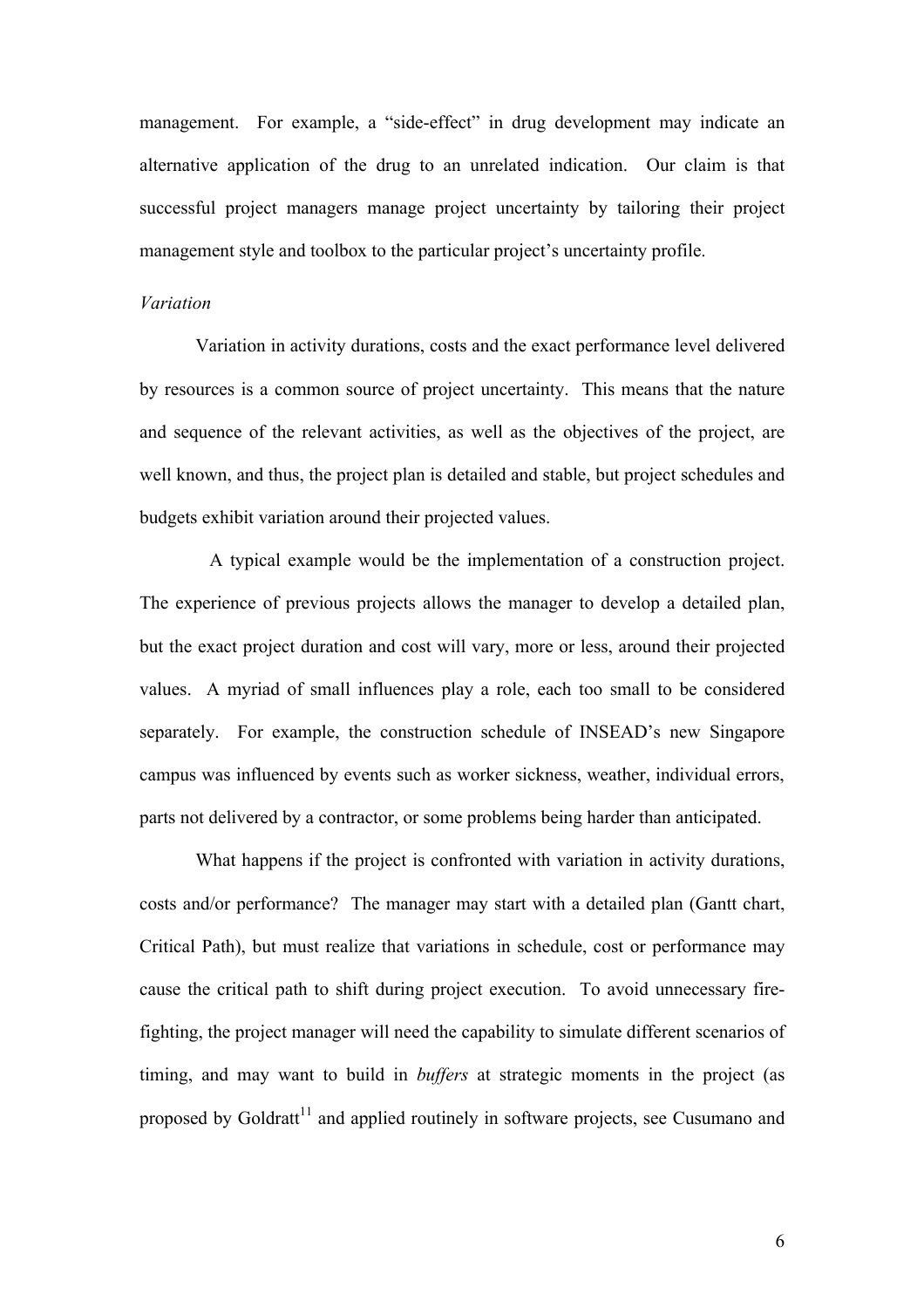management. For example, a "side-effect" in drug development may indicate an alternative application of the drug to an unrelated indication. Our claim is that successful project managers manage project uncertainty by tailoring their project management style and toolbox to the particular project's uncertainty profile.

### *Variation*

Variation in activity durations, costs and the exact performance level delivered by resources is a common source of project uncertainty. This means that the nature and sequence of the relevant activities, as well as the objectives of the project, are well known, and thus, the project plan is detailed and stable, but project schedules and budgets exhibit variation around their projected values.

A typical example would be the implementation of a construction project. The experience of previous projects allows the manager to develop a detailed plan, but the exact project duration and cost will vary, more or less, around their projected values. A myriad of small influences play a role, each too small to be considered separately. For example, the construction schedule of INSEAD's new Singapore campus was influenced by events such as worker sickness, weather, individual errors, parts not delivered by a contractor, or some problems being harder than anticipated.

What happens if the project is confronted with variation in activity durations, costs and/or performance? The manager may start with a detailed plan (Gantt chart, Critical Path), but must realize that variations in schedule, cost or performance may cause the critical path to shift during project execution. To avoid unnecessary fire-fighting, the project manager will need the capability to simulate different scenarios of timing, and may want to build in *buffers* at strategic moments in the project (as proposed by Goldratt[11] and applied routinely in software projects, see Cusumano and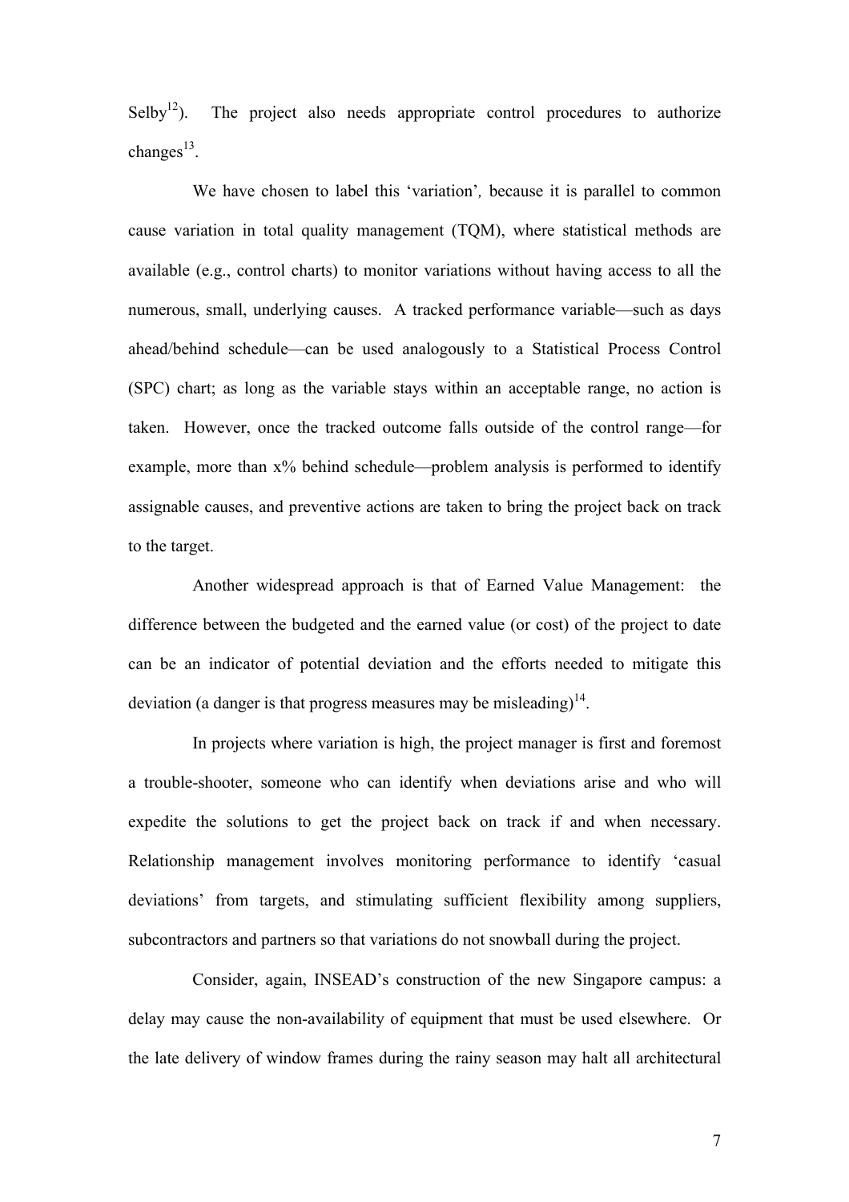Selby[12]). The project also needs appropriate control procedures to authorize changes[13].

We have chosen to label this 'variation', because it is parallel to common cause variation in total quality management (TQM), where statistical methods are available (e.g., control charts) to monitor variations without having access to all the numerous, small, underlying causes. A tracked performance variable—such as days ahead/behind schedule—can be used analogously to a Statistical Process Control (SPC) chart; as long as the variable stays within an acceptable range, no action is taken. However, once the tracked outcome falls outside of the control range—for example, more than x% behind schedule—problem analysis is performed to identify assignable causes, and preventive actions are taken to bring the project back on track to the target.

Another widespread approach is that of Earned Value Management: the difference between the budgeted and the earned value (or cost) of the project to date can be an indicator of potential deviation and the efforts needed to mitigate this deviation (a danger is that progress measures may be misleading)[14].

In projects where variation is high, the project manager is first and foremost a trouble-shooter, someone who can identify when deviations arise and who will expedite the solutions to get the project back on track if and when necessary. Relationship management involves monitoring performance to identify 'casual deviations' from targets, and stimulating sufficient flexibility among suppliers, subcontractors and partners so that variations do not snowball during the project.

Consider, again, INSEAD's construction of the new Singapore campus: a delay may cause the non-availability of equipment that must be used elsewhere. Or the late delivery of window frames during the rainy season may halt all architectural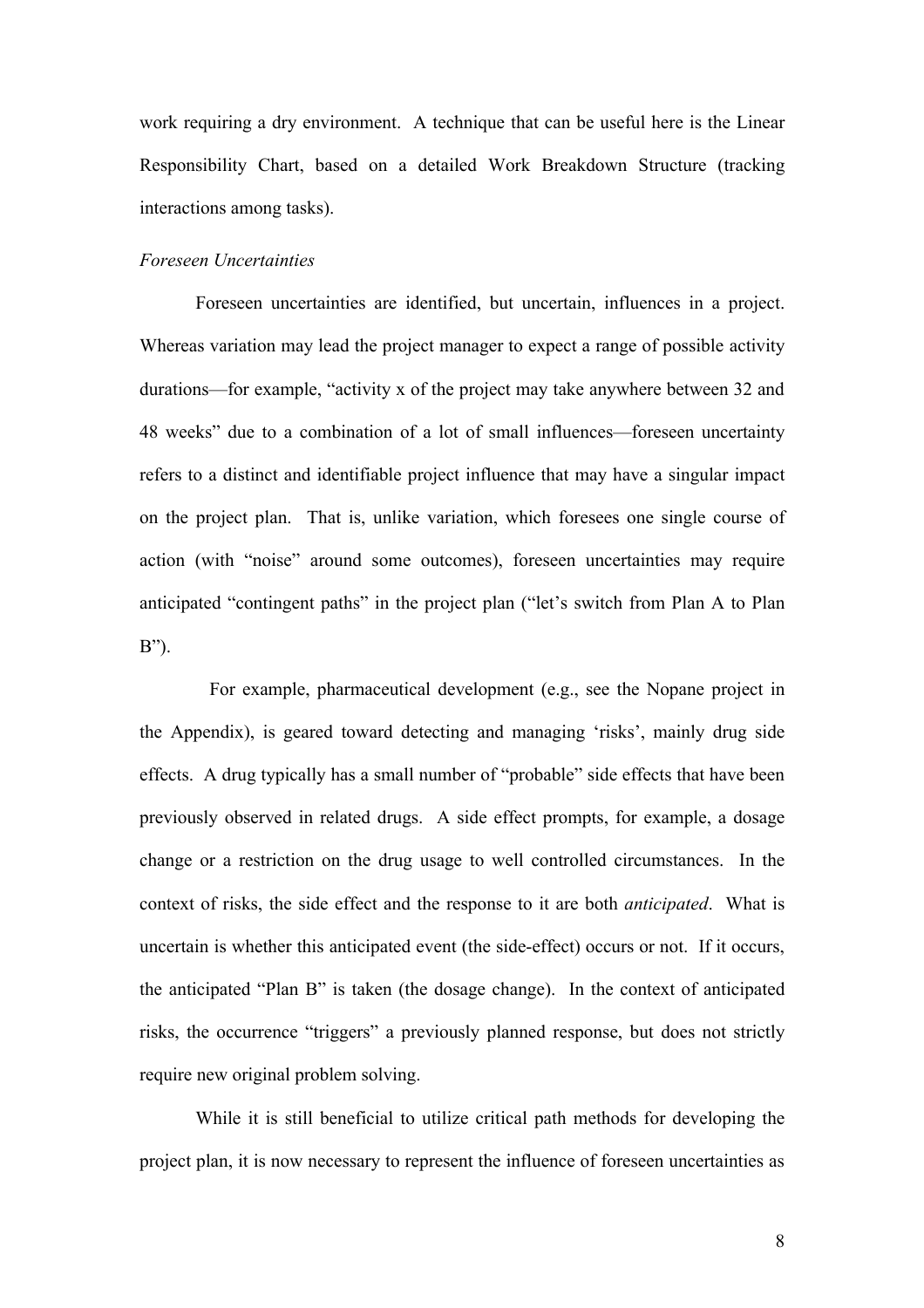work requiring a dry environment. A technique that can be useful here is the Linear Responsibility Chart, based on a detailed Work Breakdown Structure (tracking interactions among tasks).

*Foreseen Uncertainties*

Foreseen uncertainties are identified, but uncertain, influences in a project. Whereas variation may lead the project manager to expect a range of possible activity durations—for example, "activity x of the project may take anywhere between 32 and 48 weeks" due to a combination of a lot of small influences—foreseen uncertainty refers to a distinct and identifiable project influence that may have a singular impact on the project plan. That is, unlike variation, which foresees one single course of action (with "noise" around some outcomes), foreseen uncertainties may require anticipated "contingent paths" in the project plan ("let's switch from Plan A to Plan B").

For example, pharmaceutical development (e.g., see the Nopane project in the Appendix), is geared toward detecting and managing 'risks', mainly drug side effects. A drug typically has a small number of "probable" side effects that have been previously observed in related drugs. A side effect prompts, for example, a dosage change or a restriction on the drug usage to well controlled circumstances. In the context of risks, the side effect and the response to it are both *anticipated*. What is uncertain is whether this anticipated event (the side-effect) occurs or not. If it occurs, the anticipated "Plan B" is taken (the dosage change). In the context of anticipated risks, the occurrence "triggers" a previously planned response, but does not strictly require new original problem solving.

While it is still beneficial to utilize critical path methods for developing the project plan, it is now necessary to represent the influence of foreseen uncertainties as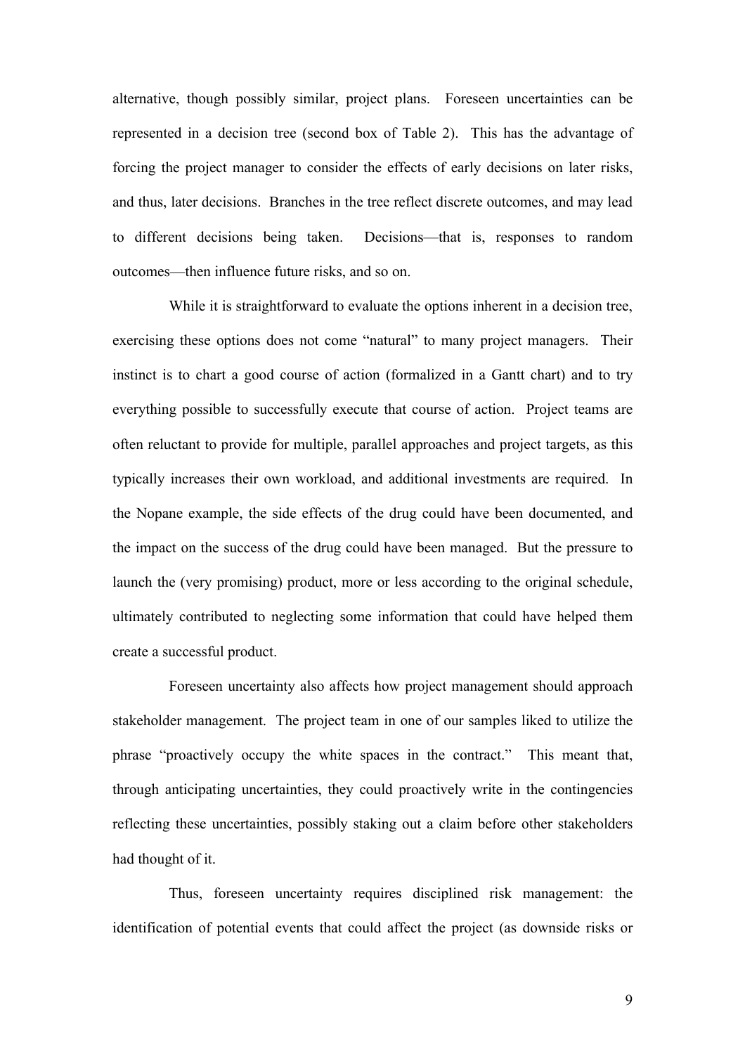alternative, though possibly similar, project plans. Foreseen uncertainties can be represented in a decision tree (second box of Table 2). This has the advantage of forcing the project manager to consider the effects of early decisions on later risks, and thus, later decisions. Branches in the tree reflect discrete outcomes, and may lead to different decisions being taken. Decisions—that is, responses to random outcomes—then influence future risks, and so on.

While it is straightforward to evaluate the options inherent in a decision tree, exercising these options does not come "natural" to many project managers. Their instinct is to chart a good course of action (formalized in a Gantt chart) and to try everything possible to successfully execute that course of action. Project teams are often reluctant to provide for multiple, parallel approaches and project targets, as this typically increases their own workload, and additional investments are required. In the Nopane example, the side effects of the drug could have been documented, and the impact on the success of the drug could have been managed. But the pressure to launch the (very promising) product, more or less according to the original schedule, ultimately contributed to neglecting some information that could have helped them create a successful product.

Foreseen uncertainty also affects how project management should approach stakeholder management. The project team in one of our samples liked to utilize the phrase "proactively occupy the white spaces in the contract." This meant that, through anticipating uncertainties, they could proactively write in the contingencies reflecting these uncertainties, possibly staking out a claim before other stakeholders had thought of it.

Thus, foreseen uncertainty requires disciplined risk management: the identification of potential events that could affect the project (as downside risks or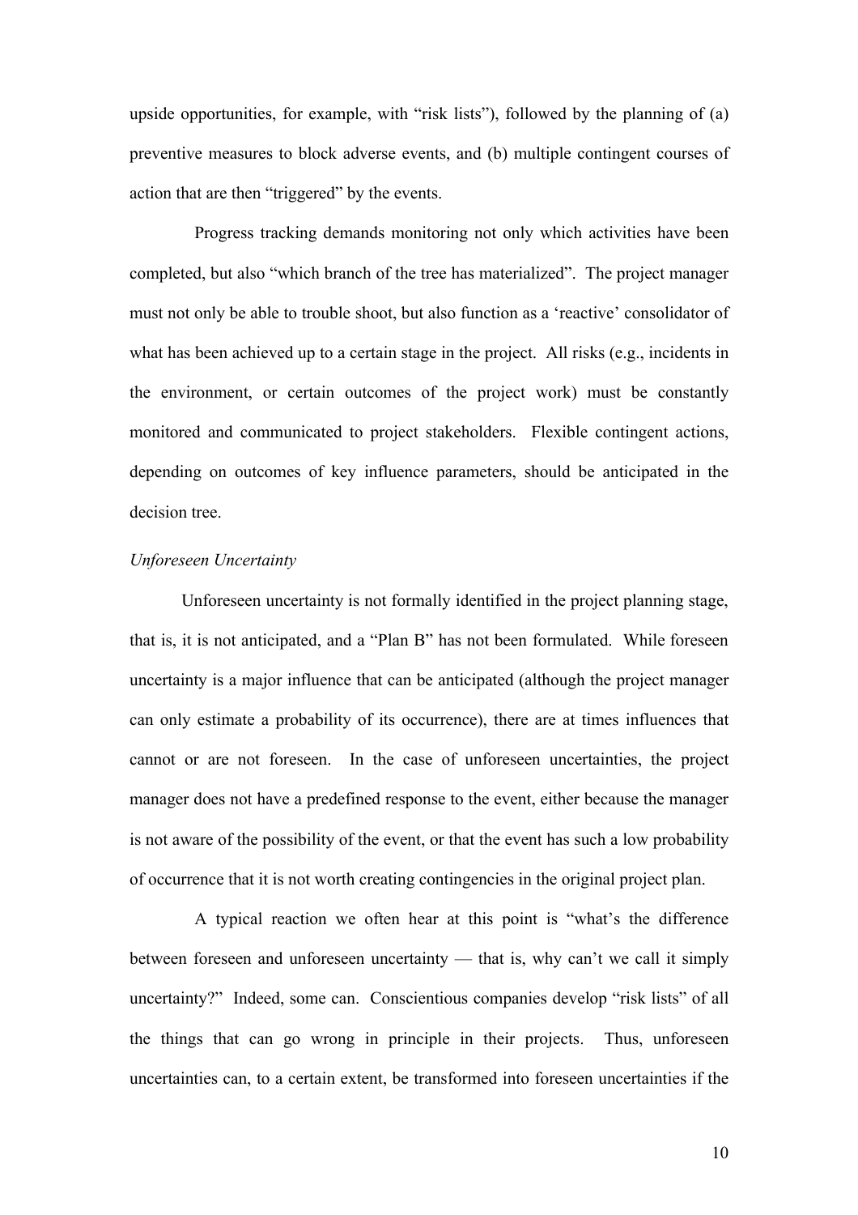upside opportunities, for example, with "risk lists"), followed by the planning of (a) preventive measures to block adverse events, and (b) multiple contingent courses of action that are then "triggered" by the events.

Progress tracking demands monitoring not only which activities have been completed, but also "which branch of the tree has materialized". The project manager must not only be able to trouble shoot, but also function as a 'reactive' consolidator of what has been achieved up to a certain stage in the project. All risks (e.g., incidents in the environment, or certain outcomes of the project work) must be constantly monitored and communicated to project stakeholders. Flexible contingent actions, depending on outcomes of key influence parameters, should be anticipated in the decision tree.

*Unforeseen Uncertainty*

Unforeseen uncertainty is not formally identified in the project planning stage, that is, it is not anticipated, and a "Plan B" has not been formulated. While foreseen uncertainty is a major influence that can be anticipated (although the project manager can only estimate a probability of its occurrence), there are at times influences that cannot or are not foreseen. In the case of unforeseen uncertainties, the project manager does not have a predefined response to the event, either because the manager is not aware of the possibility of the event, or that the event has such a low probability of occurrence that it is not worth creating contingencies in the original project plan.

A typical reaction we often hear at this point is "what's the difference between foreseen and unforeseen uncertainty — that is, why can't we call it simply uncertainty?" Indeed, some can. Conscientious companies develop "risk lists" of all the things that can go wrong in principle in their projects. Thus, unforeseen uncertainties can, to a certain extent, be transformed into foreseen uncertainties if the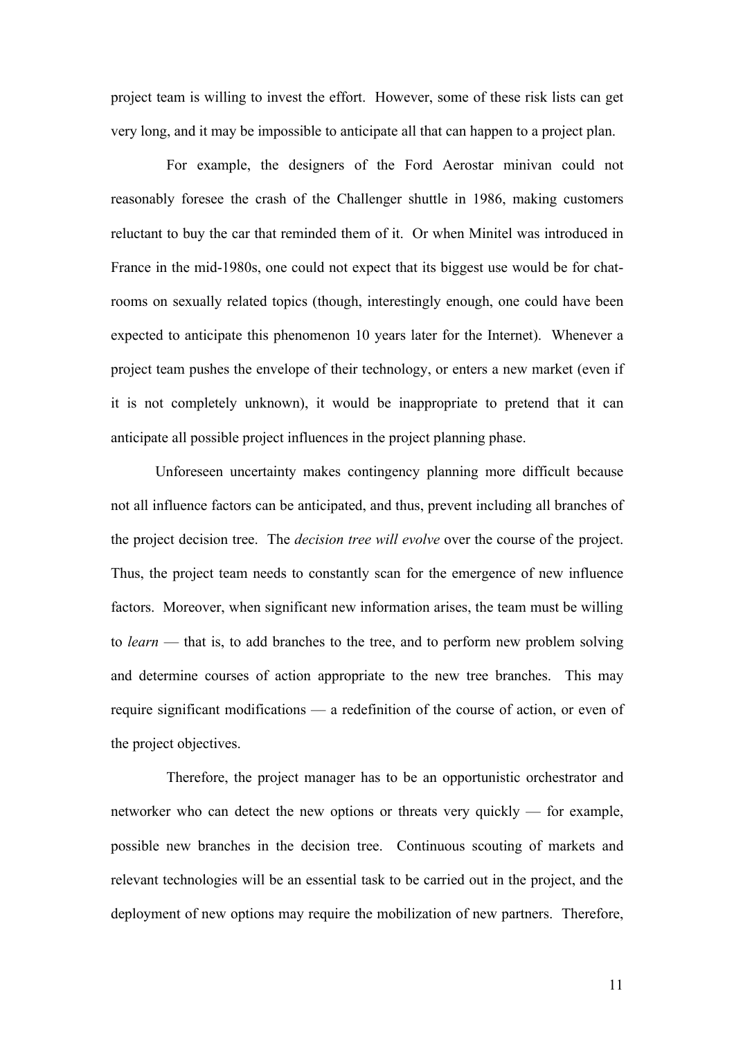project team is willing to invest the effort. However, some of these risk lists can get very long, and it may be impossible to anticipate all that can happen to a project plan.

For example, the designers of the Ford Aerostar minivan could not reasonably foresee the crash of the Challenger shuttle in 1986, making customers reluctant to buy the car that reminded them of it. Or when Minitel was introduced in France in the mid-1980s, one could not expect that its biggest use would be for chat-rooms on sexually related topics (though, interestingly enough, one could have been expected to anticipate this phenomenon 10 years later for the Internet). Whenever a project team pushes the envelope of their technology, or enters a new market (even if it is not completely unknown), it would be inappropriate to pretend that it can anticipate all possible project influences in the project planning phase.

Unforeseen uncertainty makes contingency planning more difficult because not all influence factors can be anticipated, and thus, prevent including all branches of the project decision tree. The *decision tree will evolve* over the course of the project. Thus, the project team needs to constantly scan for the emergence of new influence factors. Moreover, when significant new information arises, the team must be willing to *learn* — that is, to add branches to the tree, and to perform new problem solving and determine courses of action appropriate to the new tree branches. This may require significant modifications — a redefinition of the course of action, or even of the project objectives.

Therefore, the project manager has to be an opportunistic orchestrator and networker who can detect the new options or threats very quickly — for example, possible new branches in the decision tree. Continuous scouting of markets and relevant technologies will be an essential task to be carried out in the project, and the deployment of new options may require the mobilization of new partners. Therefore,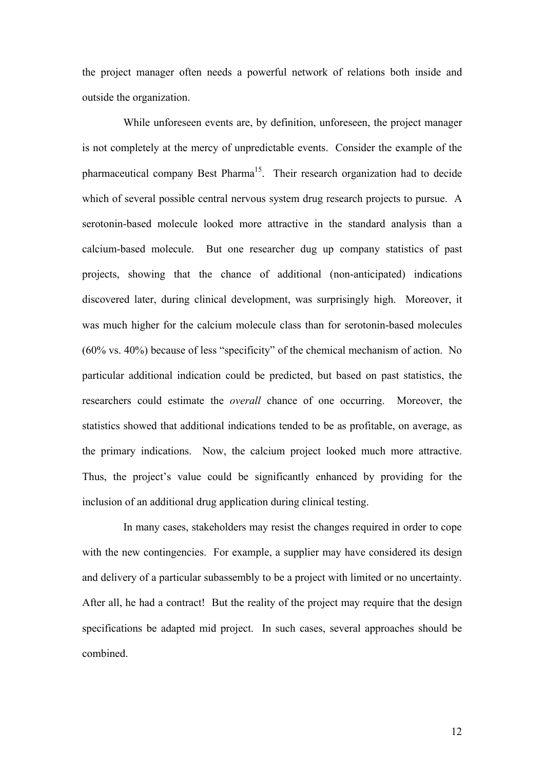the project manager often needs a powerful network of relations both inside and outside the organization.

While unforeseen events are, by definition, unforeseen, the project manager is not completely at the mercy of unpredictable events. Consider the example of the pharmaceutical company Best Pharma[15]. Their research organization had to decide which of several possible central nervous system drug research projects to pursue. A serotonin-based molecule looked more attractive in the standard analysis than a calcium-based molecule. But one researcher dug up company statistics of past projects, showing that the chance of additional (non-anticipated) indications discovered later, during clinical development, was surprisingly high. Moreover, it was much higher for the calcium molecule class than for serotonin-based molecules (60% vs. 40%) because of less "specificity" of the chemical mechanism of action. No particular additional indication could be predicted, but based on past statistics, the researchers could estimate the *overall* chance of one occurring. Moreover, the statistics showed that additional indications tended to be as profitable, on average, as the primary indications. Now, the calcium project looked much more attractive. Thus, the project's value could be significantly enhanced by providing for the inclusion of an additional drug application during clinical testing.

In many cases, stakeholders may resist the changes required in order to cope with the new contingencies. For example, a supplier may have considered its design and delivery of a particular subassembly to be a project with limited or no uncertainty. After all, he had a contract! But the reality of the project may require that the design specifications be adapted mid project. In such cases, several approaches should be combined.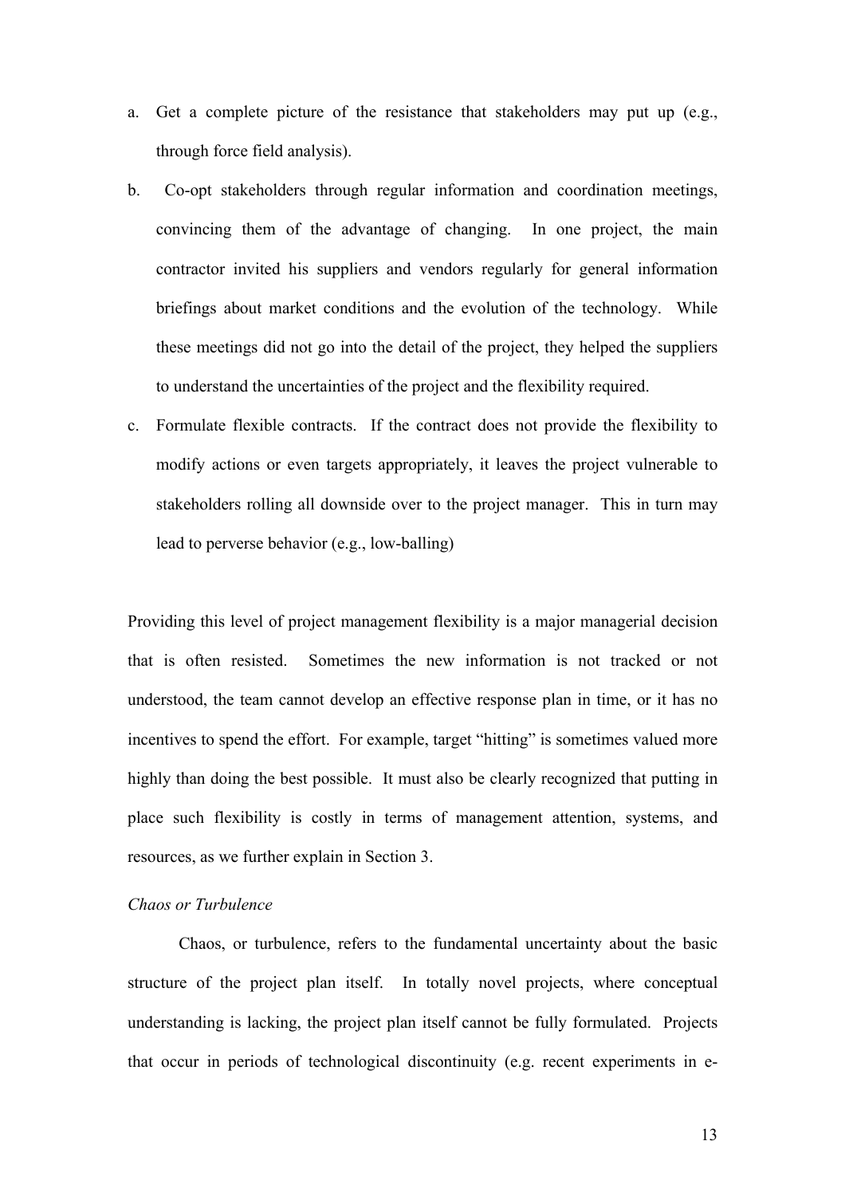a. Get a complete picture of the resistance that stakeholders may put up (e.g., through force field analysis).

b. Co-opt stakeholders through regular information and coordination meetings, convincing them of the advantage of changing. In one project, the main contractor invited his suppliers and vendors regularly for general information briefings about market conditions and the evolution of the technology. While these meetings did not go into the detail of the project, they helped the suppliers to understand the uncertainties of the project and the flexibility required.

c. Formulate flexible contracts. If the contract does not provide the flexibility to modify actions or even targets appropriately, it leaves the project vulnerable to stakeholders rolling all downside over to the project manager. This in turn may lead to perverse behavior (e.g., low-balling)

Providing this level of project management flexibility is a major managerial decision that is often resisted. Sometimes the new information is not tracked or not understood, the team cannot develop an effective response plan in time, or it has no incentives to spend the effort. For example, target "hitting" is sometimes valued more highly than doing the best possible. It must also be clearly recognized that putting in place such flexibility is costly in terms of management attention, systems, and resources, as we further explain in Section 3.

*Chaos or Turbulence*

Chaos, or turbulence, refers to the fundamental uncertainty about the basic structure of the project plan itself. In totally novel projects, where conceptual understanding is lacking, the project plan itself cannot be fully formulated. Projects that occur in periods of technological discontinuity (e.g. recent experiments in e-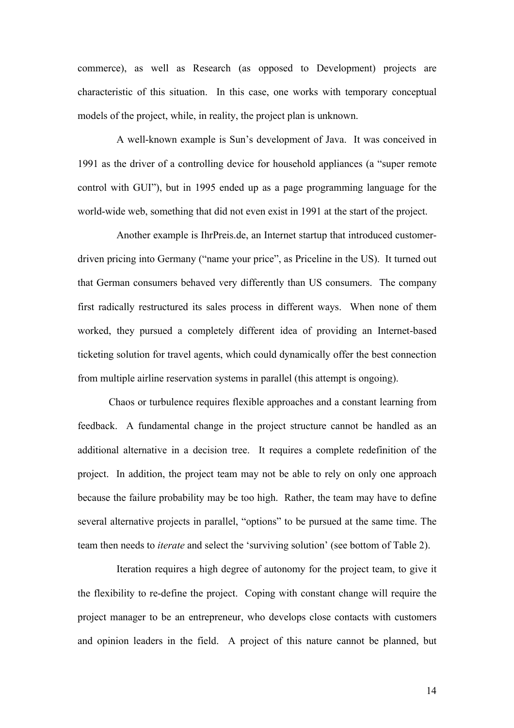commerce), as well as Research (as opposed to Development) projects are characteristic of this situation. In this case, one works with temporary conceptual models of the project, while, in reality, the project plan is unknown.

A well-known example is Sun's development of Java. It was conceived in 1991 as the driver of a controlling device for household appliances (a "super remote control with GUI"), but in 1995 ended up as a page programming language for the world-wide web, something that did not even exist in 1991 at the start of the project.

Another example is IhrPreis.de, an Internet startup that introduced customer-driven pricing into Germany ("name your price", as Priceline in the US). It turned out that German consumers behaved very differently than US consumers. The company first radically restructured its sales process in different ways. When none of them worked, they pursued a completely different idea of providing an Internet-based ticketing solution for travel agents, which could dynamically offer the best connection from multiple airline reservation systems in parallel (this attempt is ongoing).

Chaos or turbulence requires flexible approaches and a constant learning from feedback. A fundamental change in the project structure cannot be handled as an additional alternative in a decision tree. It requires a complete redefinition of the project. In addition, the project team may not be able to rely on only one approach because the failure probability may be too high. Rather, the team may have to define several alternative projects in parallel, "options" to be pursued at the same time. The team then needs to *iterate* and select the 'surviving solution' (see bottom of Table 2).

Iteration requires a high degree of autonomy for the project team, to give it the flexibility to re-define the project. Coping with constant change will require the project manager to be an entrepreneur, who develops close contacts with customers and opinion leaders in the field. A project of this nature cannot be planned, but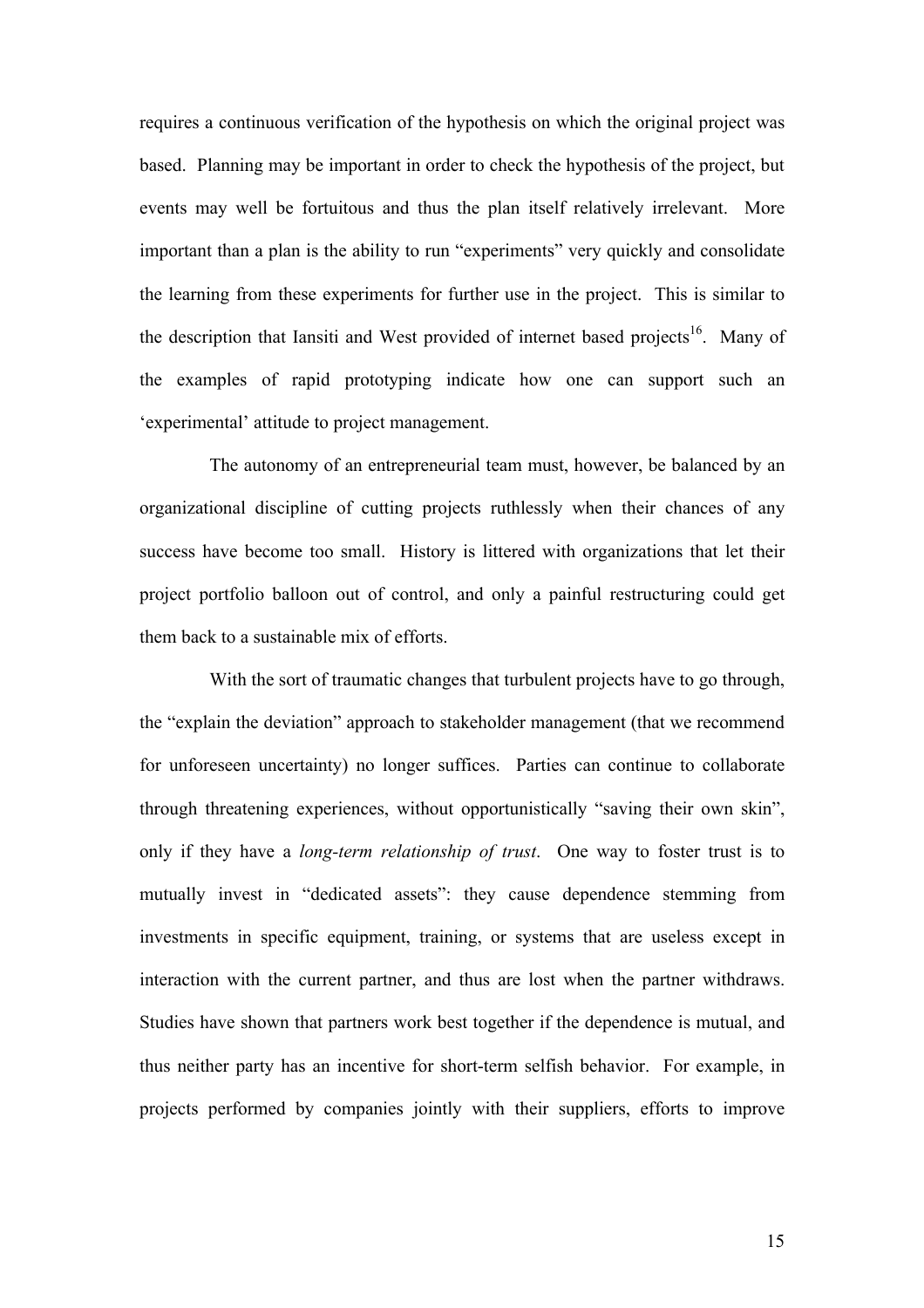requires a continuous verification of the hypothesis on which the original project was based. Planning may be important in order to check the hypothesis of the project, but events may well be fortuitous and thus the plan itself relatively irrelevant. More important than a plan is the ability to run "experiments" very quickly and consolidate the learning from these experiments for further use in the project. This is similar to the description that Iansiti and West provided of internet based projects[16]. Many of the examples of rapid prototyping indicate how one can support such an 'experimental' attitude to project management.

The autonomy of an entrepreneurial team must, however, be balanced by an organizational discipline of cutting projects ruthlessly when their chances of any success have become too small. History is littered with organizations that let their project portfolio balloon out of control, and only a painful restructuring could get them back to a sustainable mix of efforts.

With the sort of traumatic changes that turbulent projects have to go through, the "explain the deviation" approach to stakeholder management (that we recommend for unforeseen uncertainty) no longer suffices. Parties can continue to collaborate through threatening experiences, without opportunistically "saving their own skin", only if they have a *long-term relationship of trust*. One way to foster trust is to mutually invest in "dedicated assets": they cause dependence stemming from investments in specific equipment, training, or systems that are useless except in interaction with the current partner, and thus are lost when the partner withdraws. Studies have shown that partners work best together if the dependence is mutual, and thus neither party has an incentive for short-term selfish behavior. For example, in projects performed by companies jointly with their suppliers, efforts to improve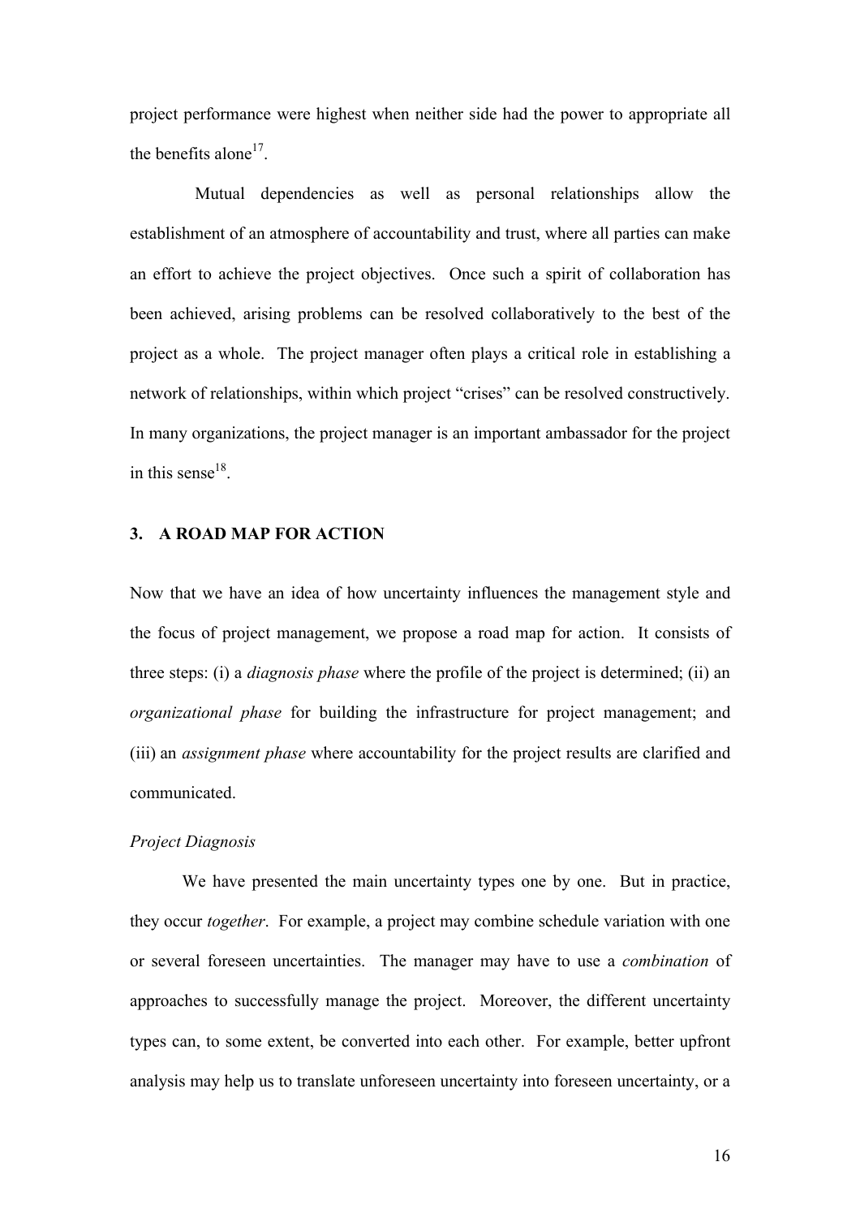project performance were highest when neither side had the power to appropriate all the benefits alone[17].

Mutual dependencies as well as personal relationships allow the establishment of an atmosphere of accountability and trust, where all parties can make an effort to achieve the project objectives. Once such a spirit of collaboration has been achieved, arising problems can be resolved collaboratively to the best of the project as a whole. The project manager often plays a critical role in establishing a network of relationships, within which project "crises" can be resolved constructively. In many organizations, the project manager is an important ambassador for the project in this sense[18].

## 3. A ROAD MAP FOR ACTION

Now that we have an idea of how uncertainty influences the management style and the focus of project management, we propose a road map for action. It consists of three steps: (i) a *diagnosis phase* where the profile of the project is determined; (ii) an *organizational phase* for building the infrastructure for project management; and (iii) an *assignment phase* where accountability for the project results are clarified and communicated.

### *Project Diagnosis*

We have presented the main uncertainty types one by one. But in practice, they occur *together*. For example, a project may combine schedule variation with one or several foreseen uncertainties. The manager may have to use a *combination* of approaches to successfully manage the project. Moreover, the different uncertainty types can, to some extent, be converted into each other. For example, better upfront analysis may help us to translate unforeseen uncertainty into foreseen uncertainty, or a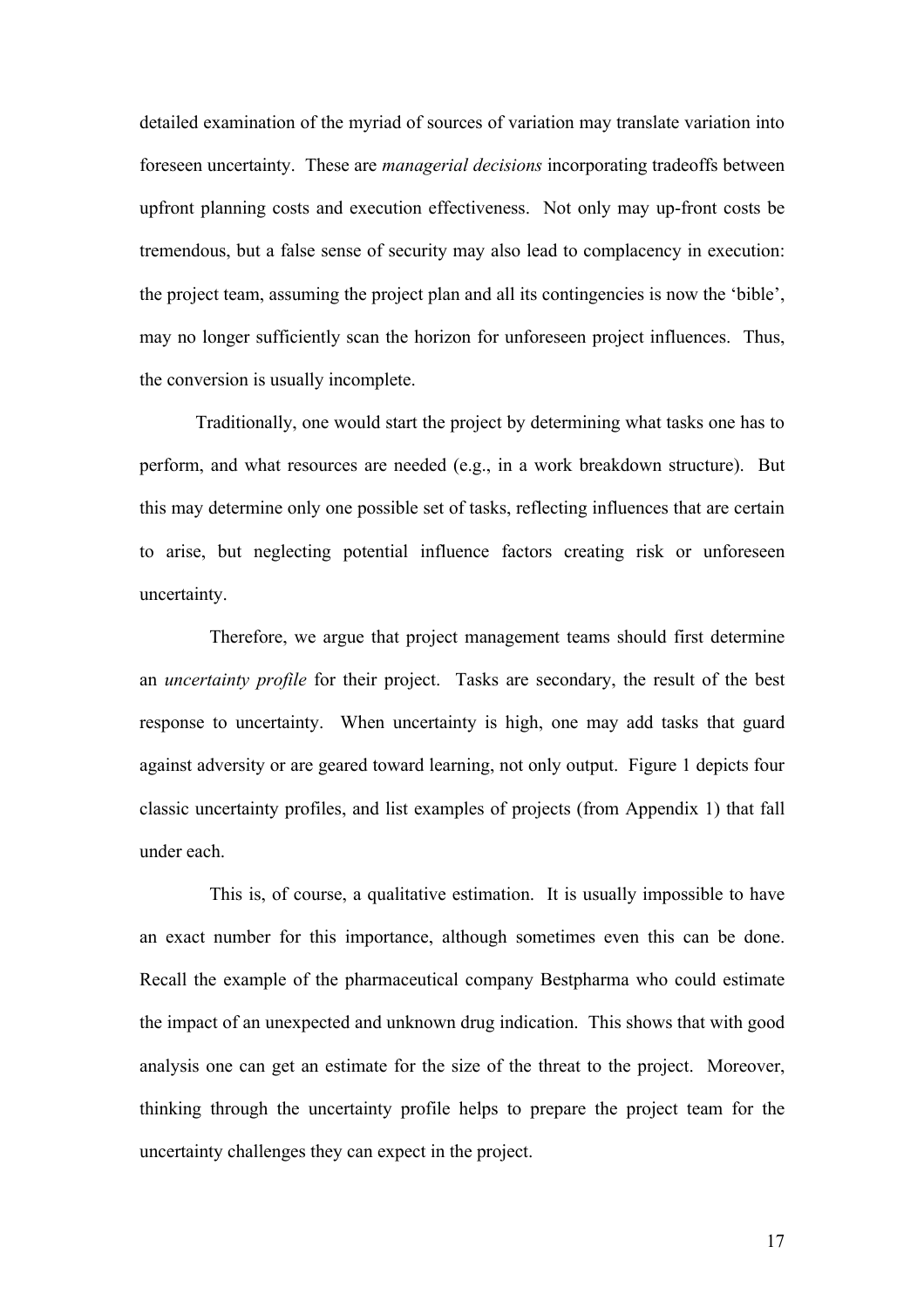detailed examination of the myriad of sources of variation may translate variation into foreseen uncertainty. These are *managerial decisions* incorporating tradeoffs between upfront planning costs and execution effectiveness. Not only may up-front costs be tremendous, but a false sense of security may also lead to complacency in execution: the project team, assuming the project plan and all its contingencies is now the 'bible', may no longer sufficiently scan the horizon for unforeseen project influences. Thus, the conversion is usually incomplete.

Traditionally, one would start the project by determining what tasks one has to perform, and what resources are needed (e.g., in a work breakdown structure). But this may determine only one possible set of tasks, reflecting influences that are certain to arise, but neglecting potential influence factors creating risk or unforeseen uncertainty.

Therefore, we argue that project management teams should first determine an *uncertainty profile* for their project. Tasks are secondary, the result of the best response to uncertainty. When uncertainty is high, one may add tasks that guard against adversity or are geared toward learning, not only output. Figure 1 depicts four classic uncertainty profiles, and list examples of projects (from Appendix 1) that fall under each.

This is, of course, a qualitative estimation. It is usually impossible to have an exact number for this importance, although sometimes even this can be done. Recall the example of the pharmaceutical company Bestpharma who could estimate the impact of an unexpected and unknown drug indication. This shows that with good analysis one can get an estimate for the size of the threat to the project. Moreover, thinking through the uncertainty profile helps to prepare the project team for the uncertainty challenges they can expect in the project.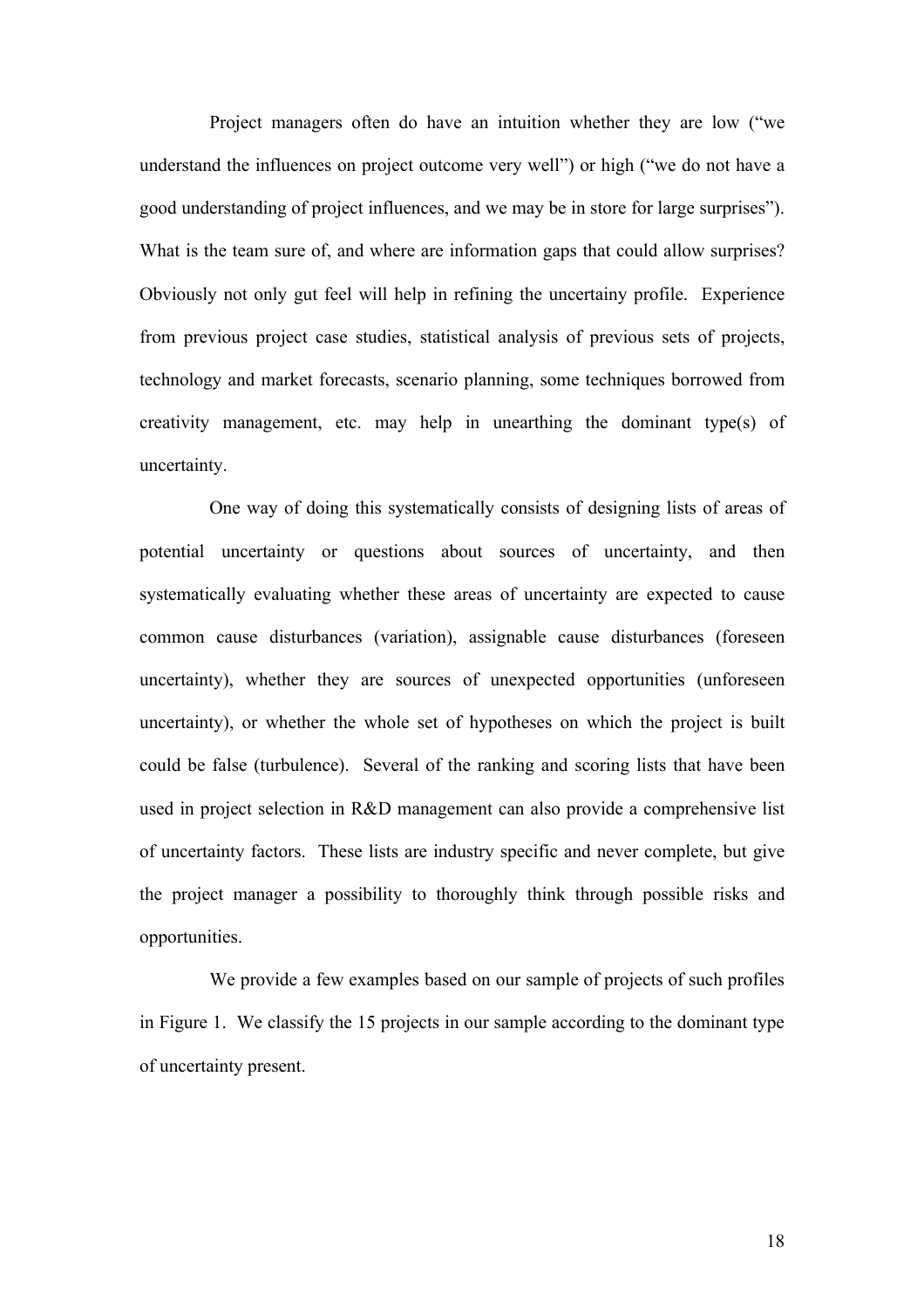Project managers often do have an intuition whether they are low ("we understand the influences on project outcome very well") or high ("we do not have a good understanding of project influences, and we may be in store for large surprises"). What is the team sure of, and where are information gaps that could allow surprises? Obviously not only gut feel will help in refining the uncertainy profile. Experience from previous project case studies, statistical analysis of previous sets of projects, technology and market forecasts, scenario planning, some techniques borrowed from creativity management, etc. may help in unearthing the dominant type(s) of uncertainty.

One way of doing this systematically consists of designing lists of areas of potential uncertainty or questions about sources of uncertainty, and then systematically evaluating whether these areas of uncertainty are expected to cause common cause disturbances (variation), assignable cause disturbances (foreseen uncertainty), whether they are sources of unexpected opportunities (unforeseen uncertainty), or whether the whole set of hypotheses on which the project is built could be false (turbulence). Several of the ranking and scoring lists that have been used in project selection in R&D management can also provide a comprehensive list of uncertainty factors. These lists are industry specific and never complete, but give the project manager a possibility to thoroughly think through possible risks and opportunities.

We provide a few examples based on our sample of projects of such profiles in Figure 1. We classify the 15 projects in our sample according to the dominant type of uncertainty present.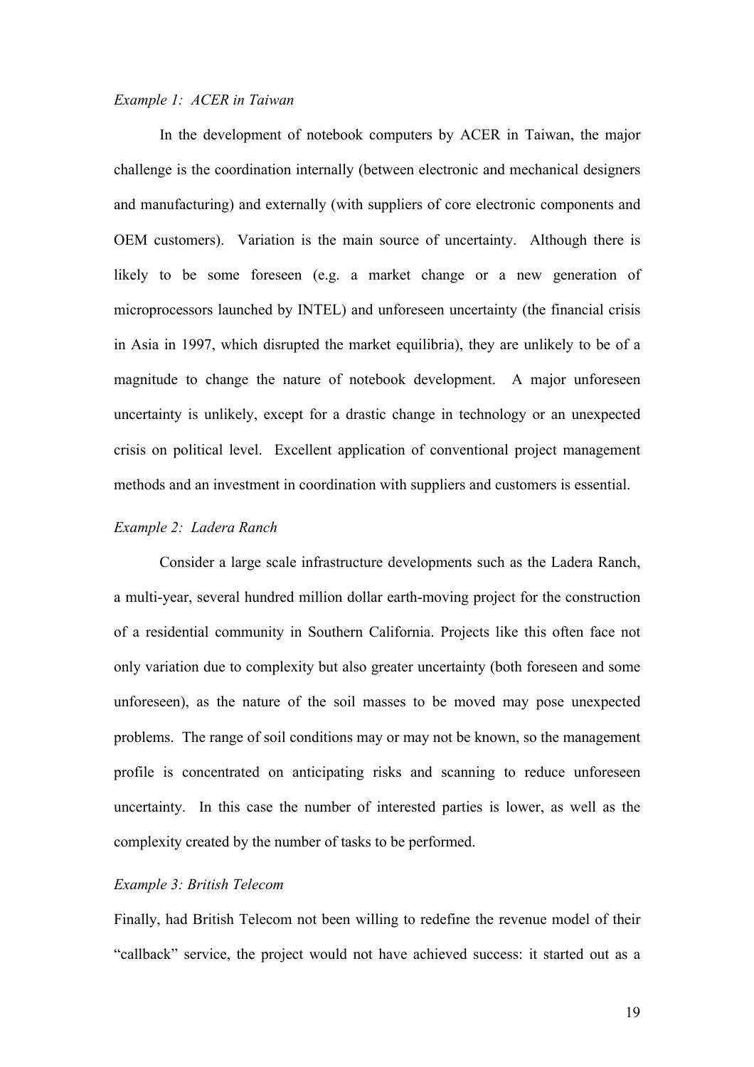*Example 1: ACER in Taiwan*

In the development of notebook computers by ACER in Taiwan, the major challenge is the coordination internally (between electronic and mechanical designers and manufacturing) and externally (with suppliers of core electronic components and OEM customers). Variation is the main source of uncertainty. Although there is likely to be some foreseen (e.g. a market change or a new generation of microprocessors launched by INTEL) and unforeseen uncertainty (the financial crisis in Asia in 1997, which disrupted the market equilibria), they are unlikely to be of a magnitude to change the nature of notebook development. A major unforeseen uncertainty is unlikely, except for a drastic change in technology or an unexpected crisis on political level. Excellent application of conventional project management methods and an investment in coordination with suppliers and customers is essential.

*Example 2: Ladera Ranch*

Consider a large scale infrastructure developments such as the Ladera Ranch, a multi-year, several hundred million dollar earth-moving project for the construction of a residential community in Southern California. Projects like this often face not only variation due to complexity but also greater uncertainty (both foreseen and some unforeseen), as the nature of the soil masses to be moved may pose unexpected problems. The range of soil conditions may or may not be known, so the management profile is concentrated on anticipating risks and scanning to reduce unforeseen uncertainty. In this case the number of interested parties is lower, as well as the complexity created by the number of tasks to be performed.

*Example 3: British Telecom*

Finally, had British Telecom not been willing to redefine the revenue model of their "callback" service, the project would not have achieved success: it started out as a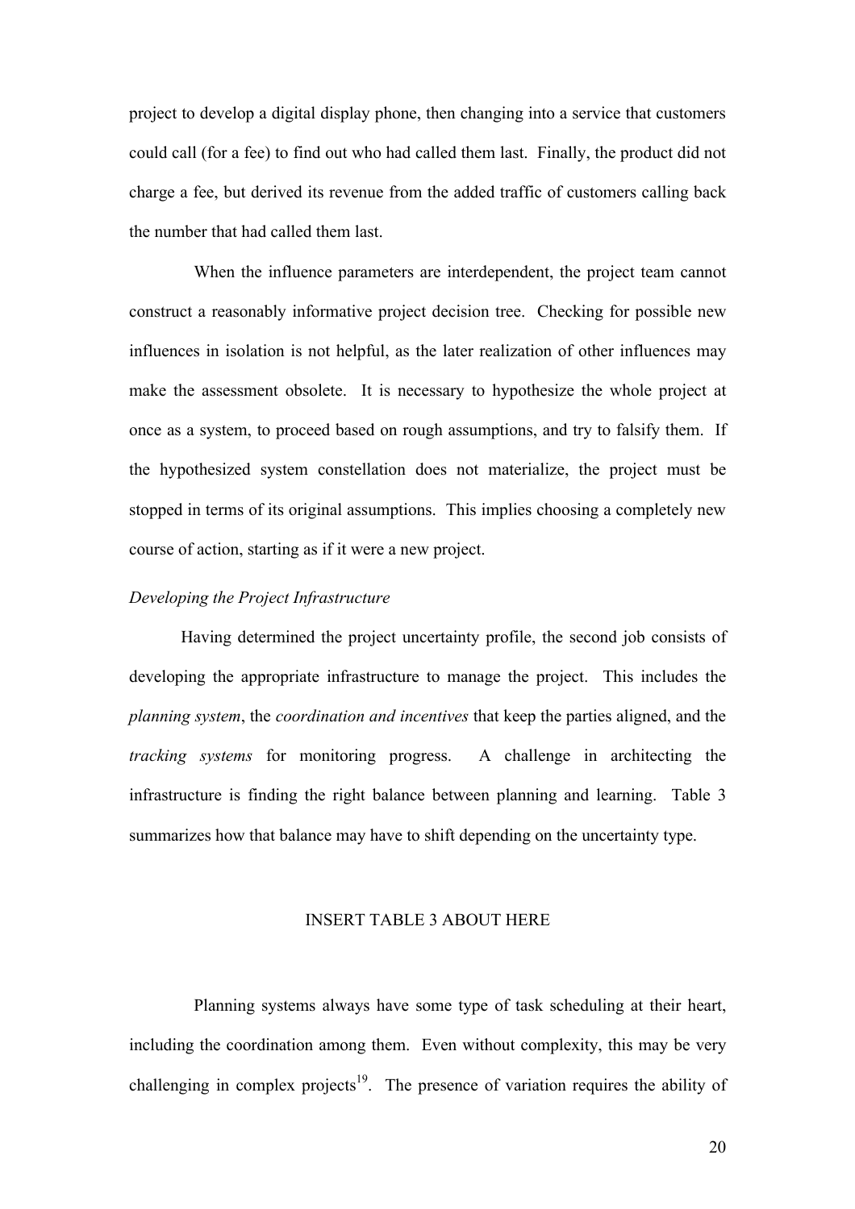project to develop a digital display phone, then changing into a service that customers could call (for a fee) to find out who had called them last. Finally, the product did not charge a fee, but derived its revenue from the added traffic of customers calling back the number that had called them last.

When the influence parameters are interdependent, the project team cannot construct a reasonably informative project decision tree. Checking for possible new influences in isolation is not helpful, as the later realization of other influences may make the assessment obsolete. It is necessary to hypothesize the whole project at once as a system, to proceed based on rough assumptions, and try to falsify them. If the hypothesized system constellation does not materialize, the project must be stopped in terms of its original assumptions. This implies choosing a completely new course of action, starting as if it were a new project.

*Developing the Project Infrastructure*

Having determined the project uncertainty profile, the second job consists of developing the appropriate infrastructure to manage the project. This includes the *planning system*, the *coordination and incentives* that keep the parties aligned, and the *tracking systems* for monitoring progress. A challenge in architecting the infrastructure is finding the right balance between planning and learning. Table 3 summarizes how that balance may have to shift depending on the uncertainty type.

INSERT TABLE 3 ABOUT HERE

Planning systems always have some type of task scheduling at their heart, including the coordination among them. Even without complexity, this may be very challenging in complex projects[19]. The presence of variation requires the ability of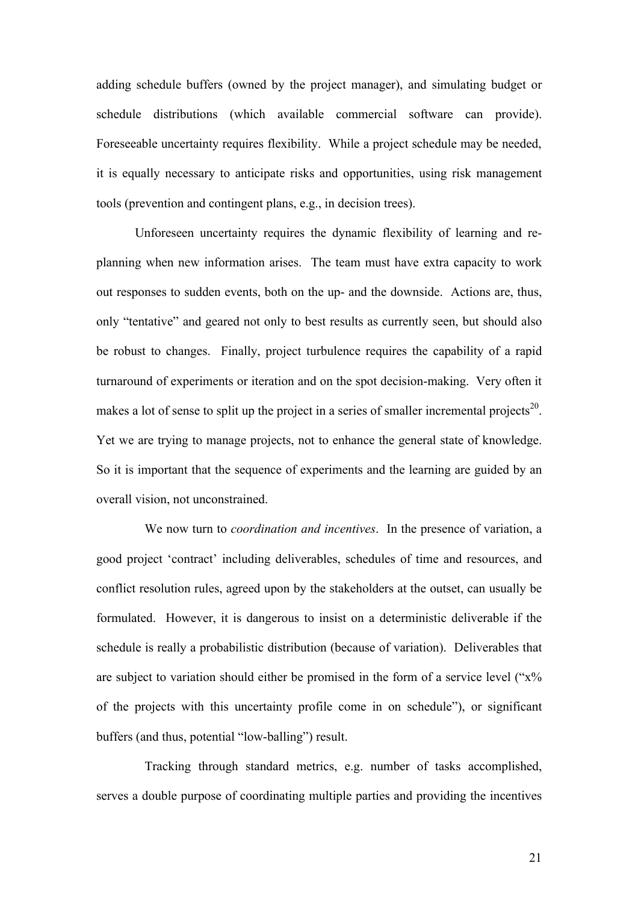adding schedule buffers (owned by the project manager), and simulating budget or schedule distributions (which available commercial software can provide). Foreseeable uncertainty requires flexibility. While a project schedule may be needed, it is equally necessary to anticipate risks and opportunities, using risk management tools (prevention and contingent plans, e.g., in decision trees).

Unforeseen uncertainty requires the dynamic flexibility of learning and re-planning when new information arises. The team must have extra capacity to work out responses to sudden events, both on the up- and the downside. Actions are, thus, only "tentative" and geared not only to best results as currently seen, but should also be robust to changes. Finally, project turbulence requires the capability of a rapid turnaround of experiments or iteration and on the spot decision-making. Very often it makes a lot of sense to split up the project in a series of smaller incremental projects[20]. Yet we are trying to manage projects, not to enhance the general state of knowledge. So it is important that the sequence of experiments and the learning are guided by an overall vision, not unconstrained.

We now turn to *coordination and incentives*. In the presence of variation, a good project 'contract' including deliverables, schedules of time and resources, and conflict resolution rules, agreed upon by the stakeholders at the outset, can usually be formulated. However, it is dangerous to insist on a deterministic deliverable if the schedule is really a probabilistic distribution (because of variation). Deliverables that are subject to variation should either be promised in the form of a service level ("x% of the projects with this uncertainty profile come in on schedule"), or significant buffers (and thus, potential "low-balling") result.

Tracking through standard metrics, e.g. number of tasks accomplished, serves a double purpose of coordinating multiple parties and providing the incentives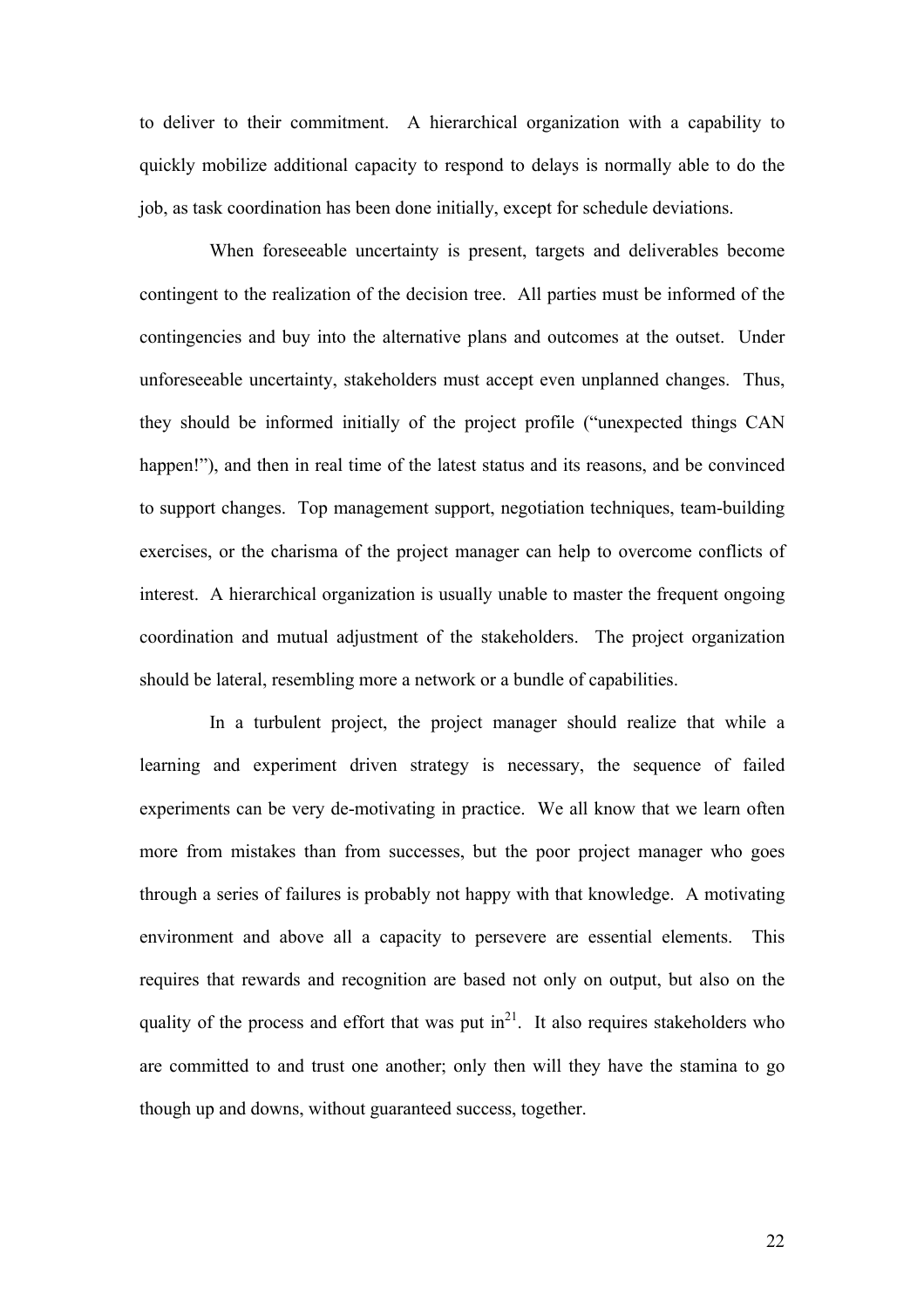to deliver to their commitment. A hierarchical organization with a capability to quickly mobilize additional capacity to respond to delays is normally able to do the job, as task coordination has been done initially, except for schedule deviations.

When foreseeable uncertainty is present, targets and deliverables become contingent to the realization of the decision tree. All parties must be informed of the contingencies and buy into the alternative plans and outcomes at the outset. Under unforeseeable uncertainty, stakeholders must accept even unplanned changes. Thus, they should be informed initially of the project profile ("unexpected things CAN happen!"), and then in real time of the latest status and its reasons, and be convinced to support changes. Top management support, negotiation techniques, team-building exercises, or the charisma of the project manager can help to overcome conflicts of interest. A hierarchical organization is usually unable to master the frequent ongoing coordination and mutual adjustment of the stakeholders. The project organization should be lateral, resembling more a network or a bundle of capabilities.

In a turbulent project, the project manager should realize that while a learning and experiment driven strategy is necessary, the sequence of failed experiments can be very de-motivating in practice. We all know that we learn often more from mistakes than from successes, but the poor project manager who goes through a series of failures is probably not happy with that knowledge. A motivating environment and above all a capacity to persevere are essential elements. This requires that rewards and recognition are based not only on output, but also on the quality of the process and effort that was put in[21]. It also requires stakeholders who are committed to and trust one another; only then will they have the stamina to go though up and downs, without guaranteed success, together.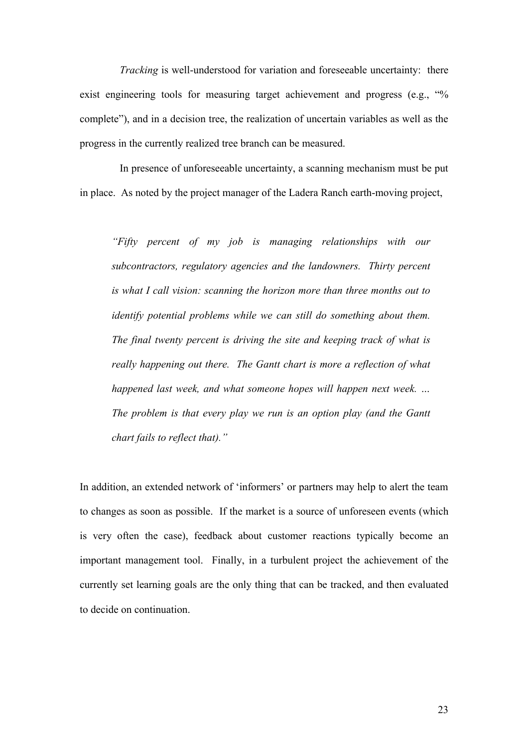*Tracking* is well-understood for variation and foreseeable uncertainty: there exist engineering tools for measuring target achievement and progress (e.g., "% complete"), and in a decision tree, the realization of uncertain variables as well as the progress in the currently realized tree branch can be measured.

In presence of unforeseeable uncertainty, a scanning mechanism must be put in place. As noted by the project manager of the Ladera Ranch earth-moving project,

> *"Fifty percent of my job is managing relationships with our subcontractors, regulatory agencies and the landowners. Thirty percent is what I call vision: scanning the horizon more than three months out to identify potential problems while we can still do something about them. The final twenty percent is driving the site and keeping track of what is really happening out there. The Gantt chart is more a reflection of what happened last week, and what someone hopes will happen next week. ... The problem is that every play we run is an option play (and the Gantt chart fails to reflect that)."*

In addition, an extended network of 'informers' or partners may help to alert the team to changes as soon as possible. If the market is a source of unforeseen events (which is very often the case), feedback about customer reactions typically become an important management tool. Finally, in a turbulent project the achievement of the currently set learning goals are the only thing that can be tracked, and then evaluated to decide on continuation.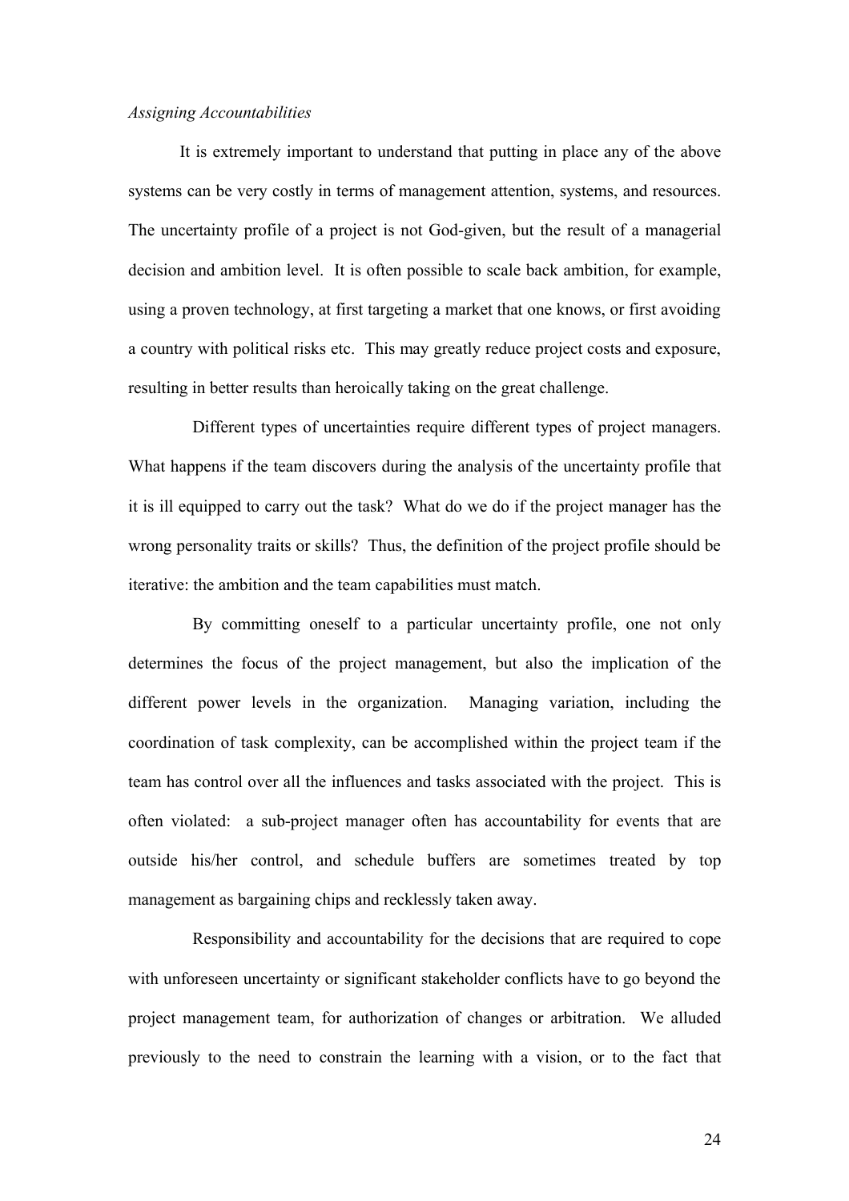*Assigning Accountabilities*

It is extremely important to understand that putting in place any of the above systems can be very costly in terms of management attention, systems, and resources. The uncertainty profile of a project is not God-given, but the result of a managerial decision and ambition level. It is often possible to scale back ambition, for example, using a proven technology, at first targeting a market that one knows, or first avoiding a country with political risks etc. This may greatly reduce project costs and exposure, resulting in better results than heroically taking on the great challenge.

Different types of uncertainties require different types of project managers. What happens if the team discovers during the analysis of the uncertainty profile that it is ill equipped to carry out the task? What do we do if the project manager has the wrong personality traits or skills? Thus, the definition of the project profile should be iterative: the ambition and the team capabilities must match.

By committing oneself to a particular uncertainty profile, one not only determines the focus of the project management, but also the implication of the different power levels in the organization. Managing variation, including the coordination of task complexity, can be accomplished within the project team if the team has control over all the influences and tasks associated with the project. This is often violated: a sub-project manager often has accountability for events that are outside his/her control, and schedule buffers are sometimes treated by top management as bargaining chips and recklessly taken away.

Responsibility and accountability for the decisions that are required to cope with unforeseen uncertainty or significant stakeholder conflicts have to go beyond the project management team, for authorization of changes or arbitration. We alluded previously to the need to constrain the learning with a vision, or to the fact that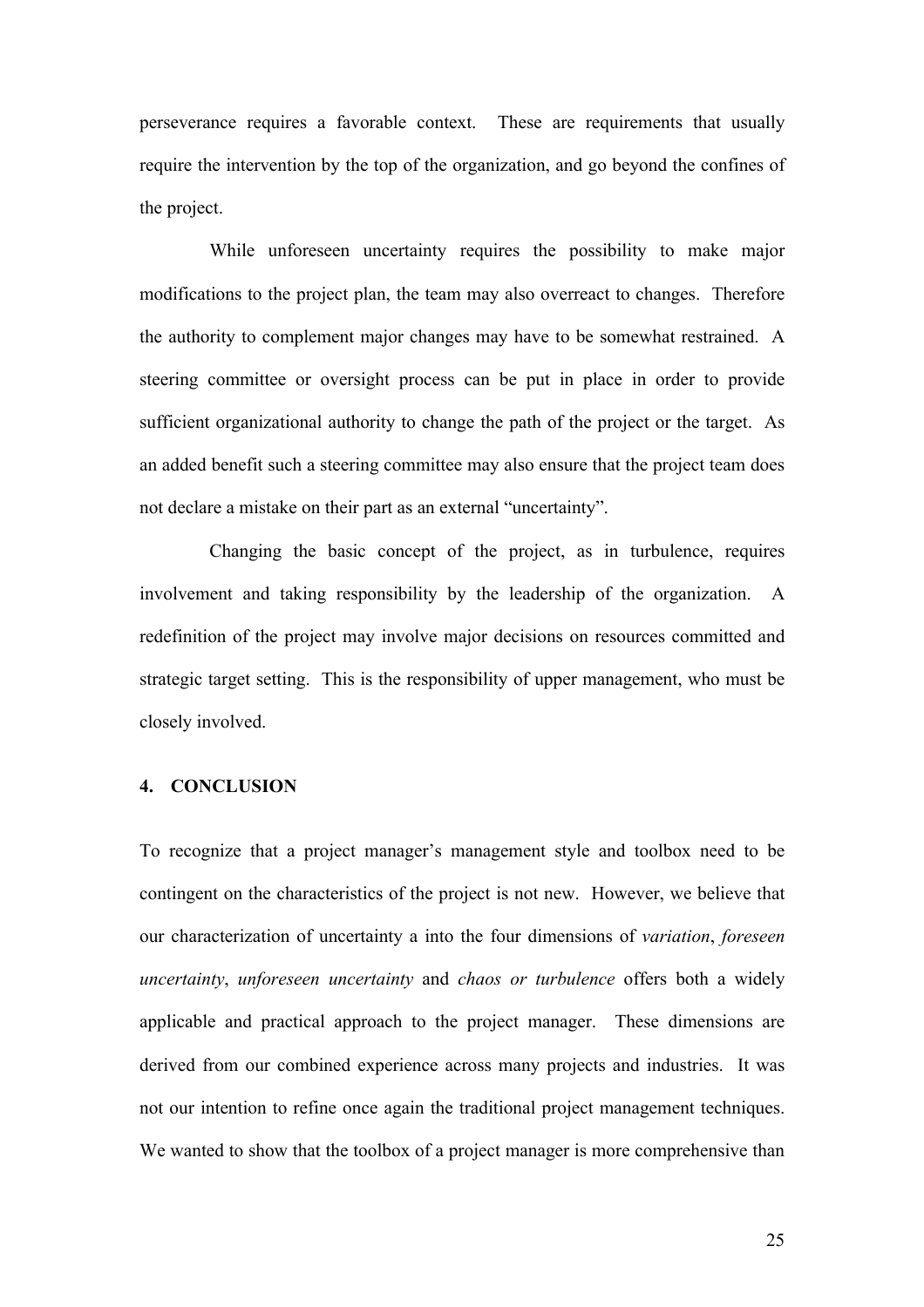perseverance requires a favorable context. These are requirements that usually require the intervention by the top of the organization, and go beyond the confines of the project.

While unforeseen uncertainty requires the possibility to make major modifications to the project plan, the team may also overreact to changes. Therefore the authority to complement major changes may have to be somewhat restrained. A steering committee or oversight process can be put in place in order to provide sufficient organizational authority to change the path of the project or the target. As an added benefit such a steering committee may also ensure that the project team does not declare a mistake on their part as an external "uncertainty".

Changing the basic concept of the project, as in turbulence, requires involvement and taking responsibility by the leadership of the organization. A redefinition of the project may involve major decisions on resources committed and strategic target setting. This is the responsibility of upper management, who must be closely involved.

## 4. CONCLUSION

To recognize that a project manager's management style and toolbox need to be contingent on the characteristics of the project is not new. However, we believe that our characterization of uncertainty a into the four dimensions of *variation*, *foreseen uncertainty*, *unforeseen uncertainty* and *chaos or turbulence* offers both a widely applicable and practical approach to the project manager. These dimensions are derived from our combined experience across many projects and industries. It was not our intention to refine once again the traditional project management techniques. We wanted to show that the toolbox of a project manager is more comprehensive than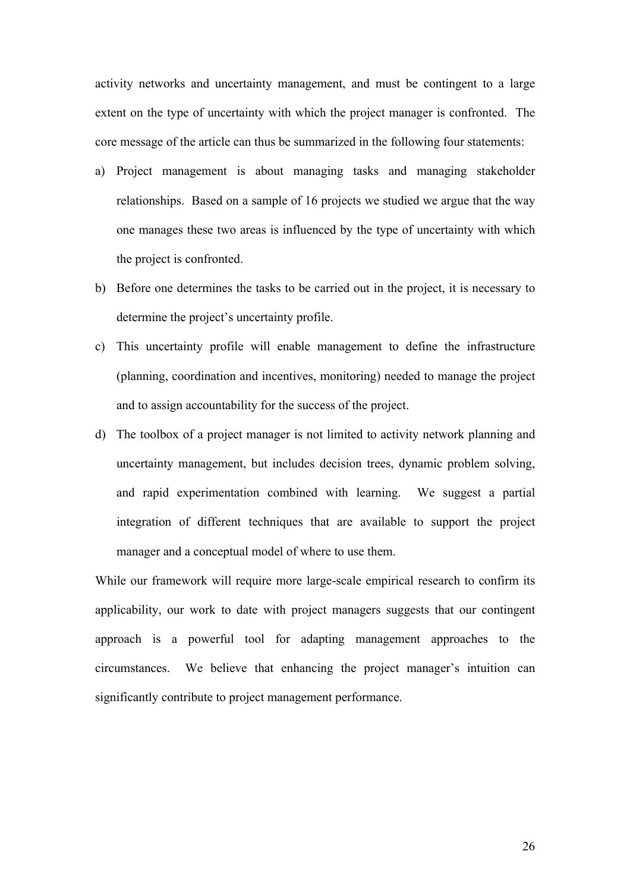activity networks and uncertainty management, and must be contingent to a large extent on the type of uncertainty with which the project manager is confronted. The core message of the article can thus be summarized in the following four statements:

a) Project management is about managing tasks and managing stakeholder relationships. Based on a sample of 16 projects we studied we argue that the way one manages these two areas is influenced by the type of uncertainty with which the project is confronted.

b) Before one determines the tasks to be carried out in the project, it is necessary to determine the project's uncertainty profile.

c) This uncertainty profile will enable management to define the infrastructure (planning, coordination and incentives, monitoring) needed to manage the project and to assign accountability for the success of the project.

d) The toolbox of a project manager is not limited to activity network planning and uncertainty management, but includes decision trees, dynamic problem solving, and rapid experimentation combined with learning. We suggest a partial integration of different techniques that are available to support the project manager and a conceptual model of where to use them.

While our framework will require more large-scale empirical research to confirm its applicability, our work to date with project managers suggests that our contingent approach is a powerful tool for adapting management approaches to the circumstances. We believe that enhancing the project manager's intuition can significantly contribute to project management performance.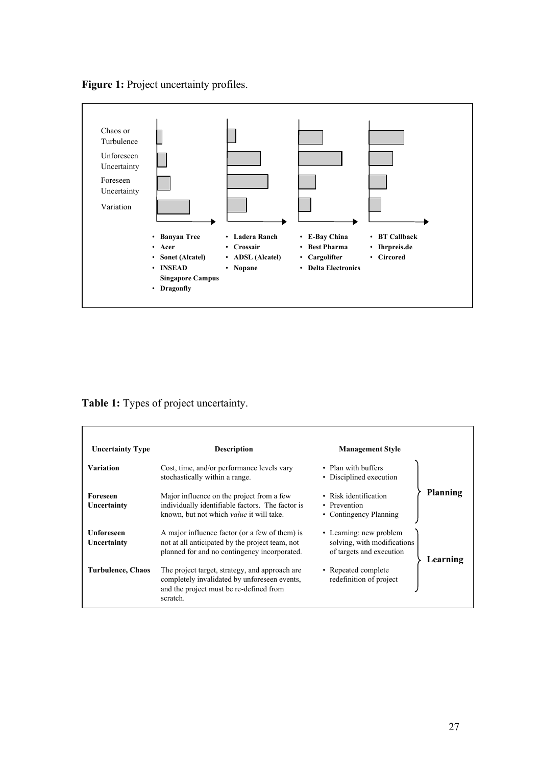**Figure 1:** Project uncertainty profiles.

Chaos or Turbulence

Unforeseen Uncertainty

Foreseen Uncertainty

Variation

- Banyan Tree
- Acer
- Sonet (Alcatel)
- INSEAD Singapore Campus
- Dragonfly

- Ladera Ranch
- Crossair
- ADSL (Alcatel)
- Nopane

- E-Bay China
- Best Pharma
- Cargolifter
- Delta Electronics

- BT Callback
- Ihrpreis.de
- Circored

**Table 1:** Types of project uncertainty.

| Uncertainty Type | Description | Management Style | |
|---|---|---|---|
| **Variation** | Cost, time, and/or performance levels vary stochastically within a range. | • Plan with buffers<br>• Disciplined execution | **Planning** |
| **Foreseen Uncertainty** | Major influence on the project from a few individually identifiable factors. The factor is known, but not which *value* it will take. | • Risk identification<br>• Prevention<br>• Contingency Planning | **Planning** |
| **Unforeseen Uncertainty** | A major influence factor (or a few of them) is not at all anticipated by the project team, not planned for and no contingency incorporated. | • Learning: new problem solving, with modifications of targets and execution | **Learning** |
| **Turbulence, Chaos** | The project target, strategy, and approach are completely invalidated by unforeseen events, and the project must be re-defined from scratch. | • Repeated complete redefinition of project | **Learning** |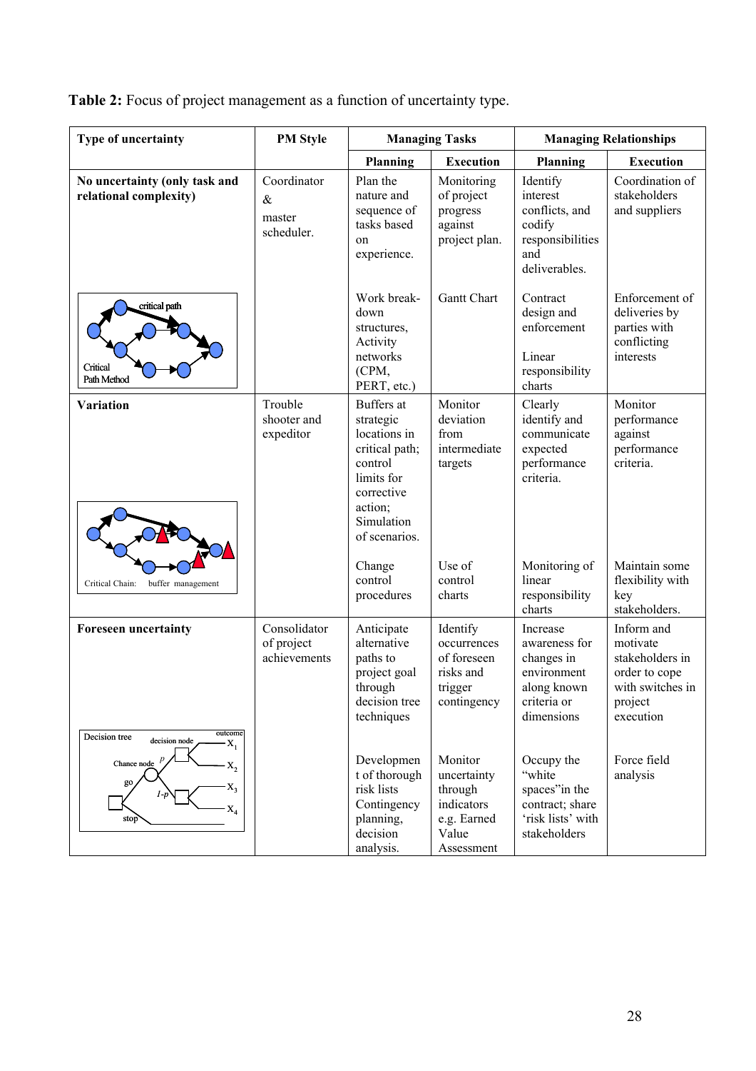**Table 2:** Focus of project management as a function of uncertainty type.

| Type of uncertainty | PM Style | Managing Tasks | | Managing Relationships | |
|---|---|---|---|---|---|
| | | Planning | Execution | Planning | Execution |
| **No uncertainty (only task and relational complexity)** | Coordinator & master scheduler. | Plan the nature and sequence of tasks based on experience. | Monitoring of project progress against project plan. | Identify interest conflicts, and codify responsibilities and deliverables. | Coordination of stakeholders and suppliers |
| critical path; Critical Path Method | | Work break-down structures, Activity networks (CPM, PERT, etc.) | Gantt Chart | Contract design and enforcement<br><br>Linear responsibility charts | Enforcement of deliveries by parties with conflicting interests |
| **Variation** | Trouble shooter and expeditor | Buffers at strategic locations in critical path; control limits for corrective action; Simulation of scenarios. | Monitor deviation from intermediate targets | Clearly identify and communicate expected performance criteria. | Monitor performance against performance criteria. |
| Critical Chain: buffer management | | Change control procedures | Use of control charts | Monitoring of linear responsibility charts | Maintain some flexibility with key stakeholders. |
| **Foreseen uncertainty** | Consolidator of project achievements | Anticipate alternative paths to project goal through decision tree techniques | Identify occurrences of foreseen risks and trigger contingency | Increase awareness for changes in environment along known criteria or dimensions | Inform and motivate stakeholders in order to cope with switches in project execution |
| Decision tree: decision node, chance node, go, stop, p, 1-p, outcome $X_1$, $X_2$, $X_3$, $X_4$ | | Development of thorough risk lists Contingency planning, decision analysis. | Monitor uncertainty through indicators e.g. Earned Value Assessment | Occupy the "white spaces" in the contract; share 'risk lists' with stakeholders | Force field analysis |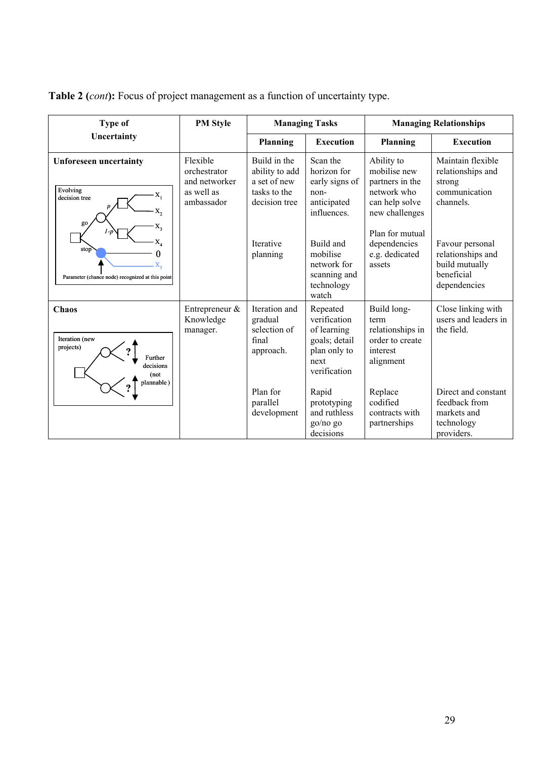**Table 2 (*cont*):** Focus of project management as a function of uncertainty type.

| Type of Uncertainty | PM Style | Managing Tasks | | Managing Relationships | |
|---|---|---|---|---|---|
| | | Planning | Execution | Planning | Execution |
| **Unforeseen uncertainty** | Flexible orchestrator and networker as well as ambassador | Build in the ability to add a set of new tasks to the decision tree | Scan the horizon for early signs of non-anticipated influences. | Ability to mobilise new partners in the network who can help solve new challenges | Maintain flexible relationships and strong communication channels. |
| | | Iterative planning | Build and mobilise network for scanning and technology watch | Plan for mutual dependencies e.g. dedicated assets | Favour personal relationships and build mutually beneficial dependencies |
| **Chaos** | Entrepreneur & Knowledge manager. | Iteration and gradual selection of final approach. | Repeated verification of learning goals; detail plan only to next verification | Build long-term relationships in order to create interest alignment | Close linking with users and leaders in the field. |
| | | Plan for parallel development | Rapid prototyping and ruthless go/no go decisions | Replace codified contracts with partnerships | Direct and constant feedback from markets and technology providers. |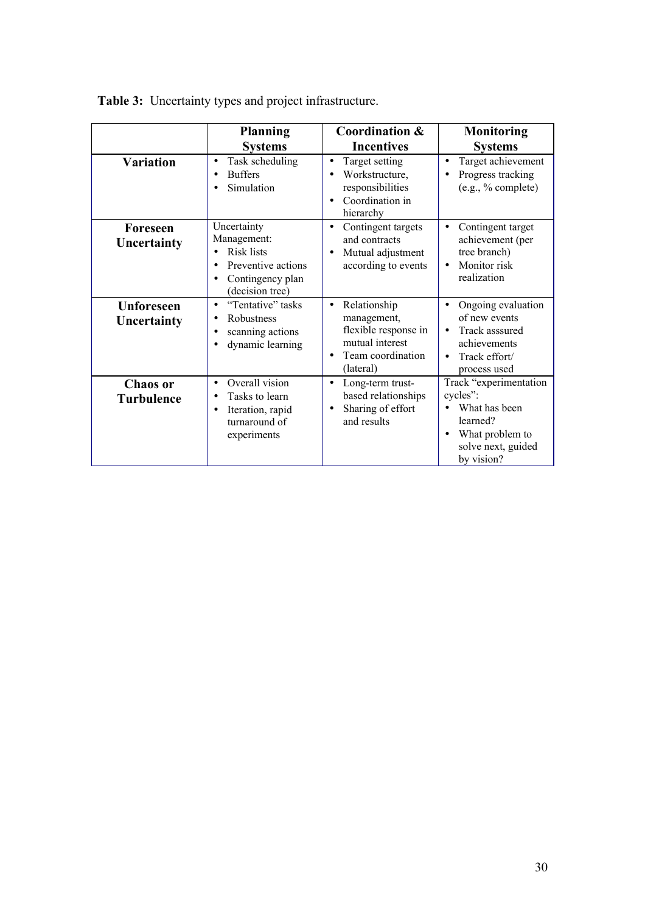**Table 3:** Uncertainty types and project infrastructure.

| | Planning Systems | Coordination & Incentives | Monitoring Systems |
|---|---|---|---|
| **Variation** | • Task scheduling<br>• Buffers<br>• Simulation | • Target setting<br>• Workstructure, responsibilities<br>• Coordination in hierarchy | • Target achievement<br>• Progress tracking (e.g., % complete) |
| **Foreseen Uncertainty** | Uncertainty Management:<br>• Risk lists<br>• Preventive actions<br>• Contingency plan (decision tree) | • Contingent targets and contracts<br>• Mutual adjustment according to events | • Contingent target achievement (per tree branch)<br>• Monitor risk realization |
| **Unforeseen Uncertainty** | • "Tentative" tasks<br>• Robustness<br>• scanning actions<br>• dynamic learning | • Relationship management, flexible response in mutual interest<br>• Team coordination (lateral) | • Ongoing evaluation of new events<br>• Track asssured achievements<br>• Track effort/ process used |
| **Chaos or Turbulence** | • Overall vision<br>• Tasks to learn<br>• Iteration, rapid turnaround of experiments | • Long-term trust-based relationships<br>• Sharing of effort and results | Track "experimentation cycles":<br>• What has been learned?<br>• What problem to solve next, guided by vision? |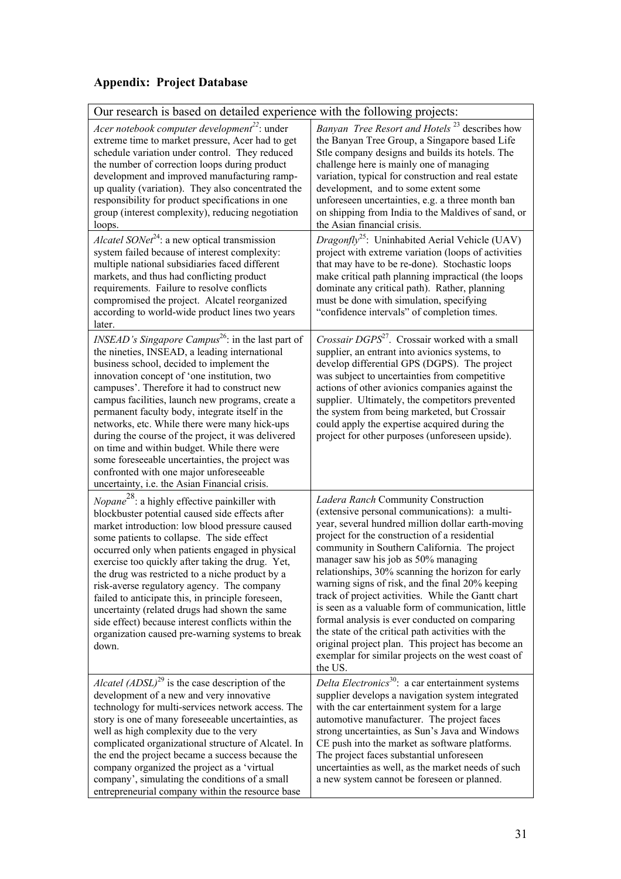## Appendix: Project Database

| Our research is based on detailed experience with the following projects: | |
|---|---|
| *Acer notebook computer development*[22]: under extreme time to market pressure, Acer had to get schedule variation under control. They reduced the number of correction loops during product development and improved manufacturing ramp-up quality (variation). They also concentrated the responsibility for product specifications in one group (interest complexity), reducing negotiation loops. | *Banyan Tree Resort and Hotels* [23] describes how the Banyan Tree Group, a Singapore based Life Stle company designs and builds its hotels. The challenge here is mainly one of managing variation, typical for construction and real estate development, and to some extent some unforeseen uncertainties, e.g. a three month ban on shipping from India to the Maldives of sand, or the Asian financial crisis. |
| *Alcatel SONet*[24]: a new optical transmission system failed because of interest complexity: multiple national subsidiaries faced different markets, and thus had conflicting product requirements. Failure to resolve conflicts compromised the project. Alcatel reorganized according to world-wide product lines two years later. | *Dragonfly*[25]: Uninhabited Aerial Vehicle (UAV) project with extreme variation (loops of activities that may have to be re-done). Stochastic loops make critical path planning impractical (the loops dominate any critical path). Rather, planning must be done with simulation, specifying "confidence intervals" of completion times. |
| *INSEAD's Singapore Campus*[26]: in the last part of the nineties, INSEAD, a leading international business school, decided to implement the innovation concept of 'one institution, two campuses'. Therefore it had to construct new campus facilities, launch new programs, create a permanent faculty body, integrate itself in the networks, etc. While there were many hick-ups during the course of the project, it was delivered on time and within budget. While there were some foreseeable uncertainties, the project was confronted with one major unforeseeable uncertainty, i.e. the Asian Financial crisis. | *Crossair DGPS*[27]. Crossair worked with a small supplier, an entrant into avionics systems, to develop differential GPS (DGPS). The project was subject to uncertainties from competitive actions of other avionics companies against the supplier. Ultimately, the competitors prevented the system from being marketed, but Crossair could apply the expertise acquired during the project for other purposes (unforeseen upside). |
| *Nopane*[28]: a highly effective painkiller with blockbuster potential caused side effects after market introduction: low blood pressure caused some patients to collapse. The side effect occurred only when patients engaged in physical exercise too quickly after taking the drug. Yet, the drug was restricted to a niche product by a risk-averse regulatory agency. The company failed to anticipate this, in principle foreseen, uncertainty (related drugs had shown the same side effect) because interest conflicts within the organization caused pre-warning systems to break down. | *Ladera Ranch* Community Construction (extensive personal communications): a multi-year, several hundred million dollar earth-moving project for the construction of a residential community in Southern California. The project manager saw his job as 50% managing relationships, 30% scanning the horizon for early warning signs of risk, and the final 20% keeping track of project activities. While the Gantt chart is seen as a valuable form of communication, little formal analysis is ever conducted on comparing the state of the critical path activities with the original project plan. This project has become an exemplar for similar projects on the west coast of the US. |
| *Alcatel (ADSL)*[29] is the case description of the development of a new and very innovative technology for multi-services network access. The story is one of many foreseeable uncertainties, as well as high complexity due to the very complicated organizational structure of Alcatel. In the end the project became a success because the company organized the project as a 'virtual company', simulating the conditions of a small entrepreneurial company within the resource base | *Delta Electronics*[30]: a car entertainment systems supplier develops a navigation system integrated with the car entertainment system for a large automotive manufacturer. The project faces strong uncertainties, as Sun's Java and Windows CE push into the market as software platforms. The project faces substantial unforeseen uncertainties as well, as the market needs of such a new system cannot be foreseen or planned. |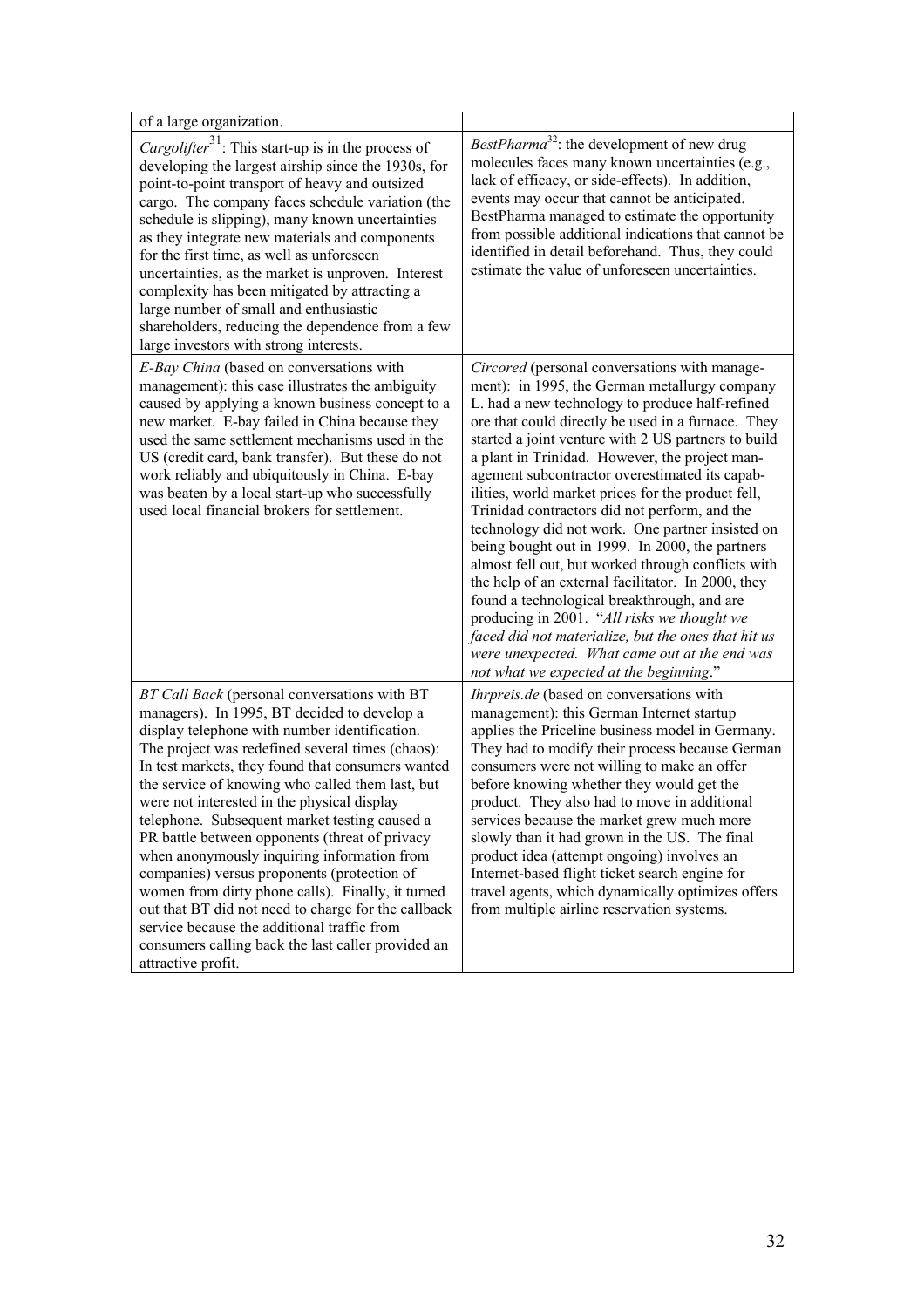| of a large organization. | |
|---|---|
| *Cargolifter*[31]: This start-up is in the process of developing the largest airship since the 1930s, for point-to-point transport of heavy and outsized cargo. The company faces schedule variation (the schedule is slipping), many known uncertainties as they integrate new materials and components for the first time, as well as unforeseen uncertainties, as the market is unproven. Interest complexity has been mitigated by attracting a large number of small and enthusiastic shareholders, reducing the dependence from a few large investors with strong interests. | *BestPharma*[32]: the development of new drug molecules faces many known uncertainties (e.g., lack of efficacy, or side-effects). In addition, events may occur that cannot be anticipated. BestPharma managed to estimate the opportunity from possible additional indications that cannot be identified in detail beforehand. Thus, they could estimate the value of unforeseen uncertainties. |
| *E-Bay China* (based on conversations with management): this case illustrates the ambiguity caused by applying a known business concept to a new market. E-bay failed in China because they used the same settlement mechanisms used in the US (credit card, bank transfer). But these do not work reliably and ubiquitously in China. E-bay was beaten by a local start-up who successfully used local financial brokers for settlement. | *Circored* (personal conversations with management): in 1995, the German metallurgy company L. had a new technology to produce half-refined ore that could directly be used in a furnace. They started a joint venture with 2 US partners to build a plant in Trinidad. However, the project management subcontractor overestimated its capabilities, world market prices for the product fell, Trinidad contractors did not perform, and the technology did not work. One partner insisted on being bought out in 1999. In 2000, the partners almost fell out, but worked through conflicts with the help of an external facilitator. In 2000, they found a technological breakthrough, and are producing in 2001. "*All risks we thought we faced did not materialize, but the ones that hit us were unexpected. What came out at the end was not what we expected at the beginning*." |
| *BT Call Back* (personal conversations with BT managers). In 1995, BT decided to develop a display telephone with number identification. The project was redefined several times (chaos): In test markets, they found that consumers wanted the service of knowing who called them last, but were not interested in the physical display telephone. Subsequent market testing caused a PR battle between opponents (threat of privacy when anonymously inquiring information from companies) versus proponents (protection of women from dirty phone calls). Finally, it turned out that BT did not need to charge for the callback service because the additional traffic from consumers calling back the last caller provided an attractive profit. | *Ihrpreis.de* (based on conversations with management): this German Internet startup applies the Priceline business model in Germany. They had to modify their process because German consumers were not willing to make an offer before knowing whether they would get the product. They also had to move in additional services because the market grew much more slowly than it had grown in the US. The final product idea (attempt ongoing) involves an Internet-based flight ticket search engine for travel agents, which dynamically optimizes offers from multiple airline reservation systems. |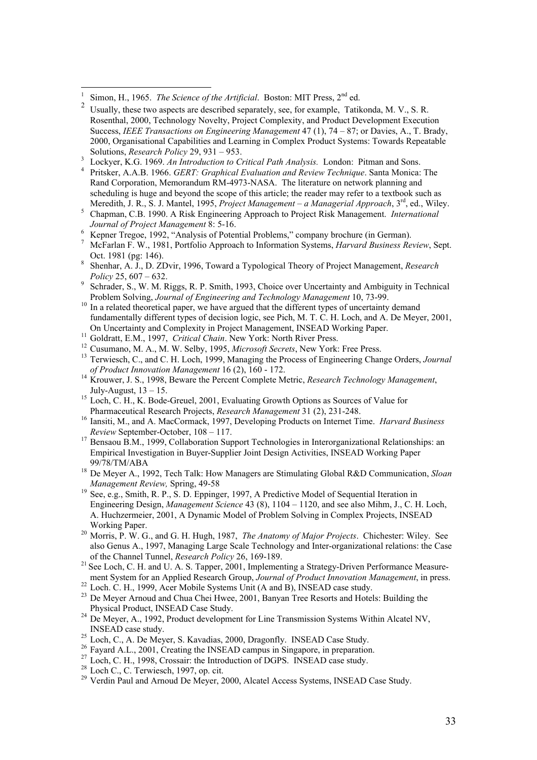[1] Simon, H., 1965. *The Science of the Artificial*. Boston: MIT Press, 2nd ed.

[2] Usually, these two aspects are described separately, see, for example, Tatikonda, M. V., S. R. Rosenthal, 2000, Technology Novelty, Project Complexity, and Product Development Execution Success, *IEEE Transactions on Engineering Management* 47 (1), 74 – 87; or Davies, A., T. Brady, 2000, Organisational Capabilities and Learning in Complex Product Systems: Towards Repeatable Solutions, *Research Policy* 29, 931 – 953.

[3] Lockyer, K.G. 1969. *An Introduction to Critical Path Analysis.* London: Pitman and Sons.

[4] Pritsker, A.A.B. 1966. *GERT: Graphical Evaluation and Review Technique*. Santa Monica: The Rand Corporation, Memorandum RM-4973-NASA. The literature on network planning and scheduling is huge and beyond the scope of this article; the reader may refer to a textbook such as Meredith, J. R., S. J. Mantel, 1995, *Project Management – a Managerial Approach*, 3rd, ed., Wiley.

[5] Chapman, C.B. 1990. A Risk Engineering Approach to Project Risk Management. *International Journal of Project Management* 8: 5-16.

[6] Kepner Tregoe, 1992, "Analysis of Potential Problems," company brochure (in German).

[7] McFarlan F. W., 1981, Portfolio Approach to Information Systems, *Harvard Business Review*, Sept. Oct. 1981 (pg: 146).

[8] Shenhar, A. J., D. ZDvir, 1996, Toward a Typological Theory of Project Management, *Research Policy* 25, 607 – 632.

[9] Schrader, S., W. M. Riggs, R. P. Smith, 1993, Choice over Uncertainty and Ambiguity in Technical Problem Solving, *Journal of Engineering and Technology Management* 10, 73-99.

[10] In a related theoretical paper, we have argued that the different types of uncertainty demand fundamentally different types of decision logic, see Pich, M. T. C. H. Loch, and A. De Meyer, 2001, On Uncertainty and Complexity in Project Management, INSEAD Working Paper.

[11] Goldratt, E.M., 1997, *Critical Chain*. New York: North River Press.

[12] Cusumano, M. A., M. W. Selby, 1995, *Microsoft Secrets*, New York: Free Press.

[13] Terwiesch, C., and C. H. Loch, 1999, Managing the Process of Engineering Change Orders, *Journal of Product Innovation Management* 16 (2), 160 - 172.

[14] Krouwer, J. S., 1998, Beware the Percent Complete Metric, *Research Technology Management*, July-August, 13 – 15.

[15] Loch, C. H., K. Bode-Greuel, 2001, Evaluating Growth Options as Sources of Value for Pharmaceutical Research Projects, *Research Management* 31 (2), 231-248.

[16] Iansiti, M., and A. MacCormack, 1997, Developing Products on Internet Time. *Harvard Business Review* September-October, 108 – 117.

[17] Bensaou B.M., 1999, Collaboration Support Technologies in Interorganizational Relationships: an Empirical Investigation in Buyer-Supplier Joint Design Activities, INSEAD Working Paper 99/78/TM/ABA

[18] De Meyer A., 1992, Tech Talk: How Managers are Stimulating Global R&D Communication, *Sloan Management Review,* Spring, 49-58

[19] See, e.g., Smith, R. P., S. D. Eppinger, 1997, A Predictive Model of Sequential Iteration in Engineering Design, *Management Science* 43 (8), 1104 – 1120, and see also Mihm, J., C. H. Loch, A. Huchzermeier, 2001, A Dynamic Model of Problem Solving in Complex Projects, INSEAD Working Paper.

[20] Morris, P. W. G., and G. H. Hugh, 1987, *The Anatomy of Major Projects*. Chichester: Wiley. See also Genus A., 1997, Managing Large Scale Technology and Inter-organizational relations: the Case of the Channel Tunnel, *Research Policy* 26, 169-189.

[21] See Loch, C. H. and U. A. S. Tapper, 2001, Implementing a Strategy-Driven Performance Measurement System for an Applied Research Group, *Journal of Product Innovation Management*, in press.

[22] Loch. C. H., 1999, Acer Mobile Systems Unit (A and B), INSEAD case study.

[23] De Meyer Arnoud and Chua Chei Hwee, 2001, Banyan Tree Resorts and Hotels: Building the Physical Product, INSEAD Case Study.

[24] De Meyer, A., 1992, Product development for Line Transmission Systems Within Alcatel NV, INSEAD case study.

[25] Loch, C., A. De Meyer, S. Kavadias, 2000, Dragonfly. INSEAD Case Study.

[26] Fayard A.L., 2001, Creating the INSEAD campus in Singapore, in preparation.

[27] Loch, C. H., 1998, Crossair: the Introduction of DGPS. INSEAD case study.

[28] Loch C., C. Terwiesch, 1997, op. cit.

[29] Verdin Paul and Arnoud De Meyer, 2000, Alcatel Access Systems, INSEAD Case Study.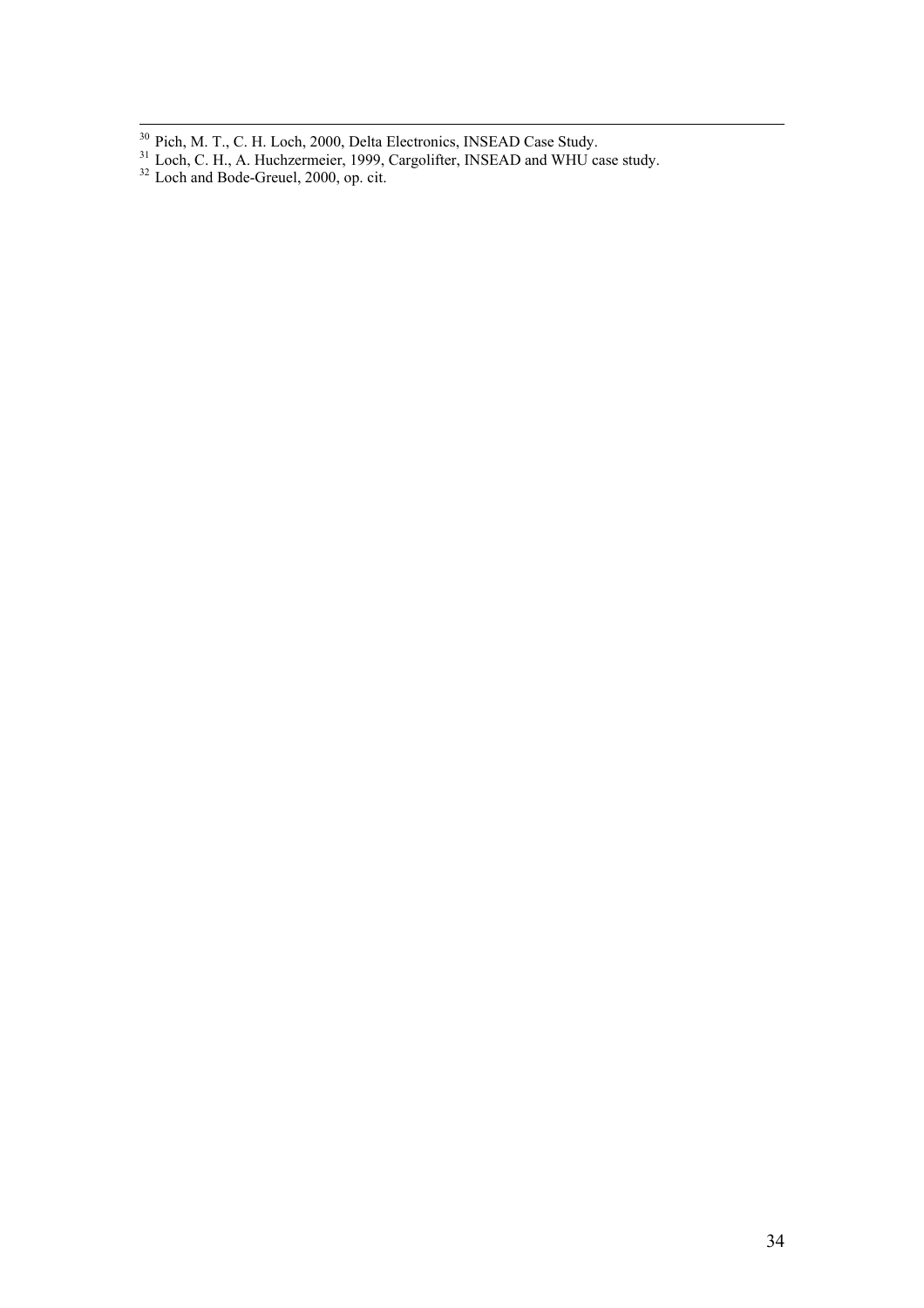[30] Pich, M. T., C. H. Loch, 2000, Delta Electronics, INSEAD Case Study.

[31] Loch, C. H., A. Huchzermeier, 1999, Cargolifter, INSEAD and WHU case study.

[32] Loch and Bode-Greuel, 2000, op. cit.